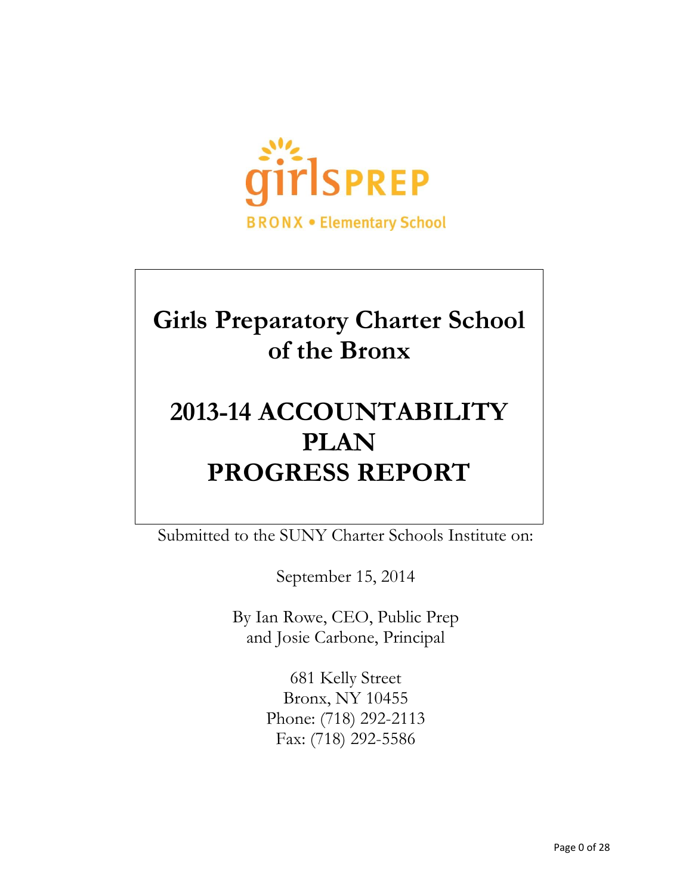girlsPREP

BRONX • Elementary School

# Girls Preparatory Charter School of the Bronx

# 2013-14 ACCOUNTABILITY PLAN PROGRESS REPORT

Submitted to the SUNY Charter Schools Institute on:

September 15, 2014

By Ian Rowe, CEO, Public Prep
and Josie Carbone, Principal

681 Kelly Street
Bronx, NY 10455
Phone: (718) 292-2113
Fax: (718) 292-5586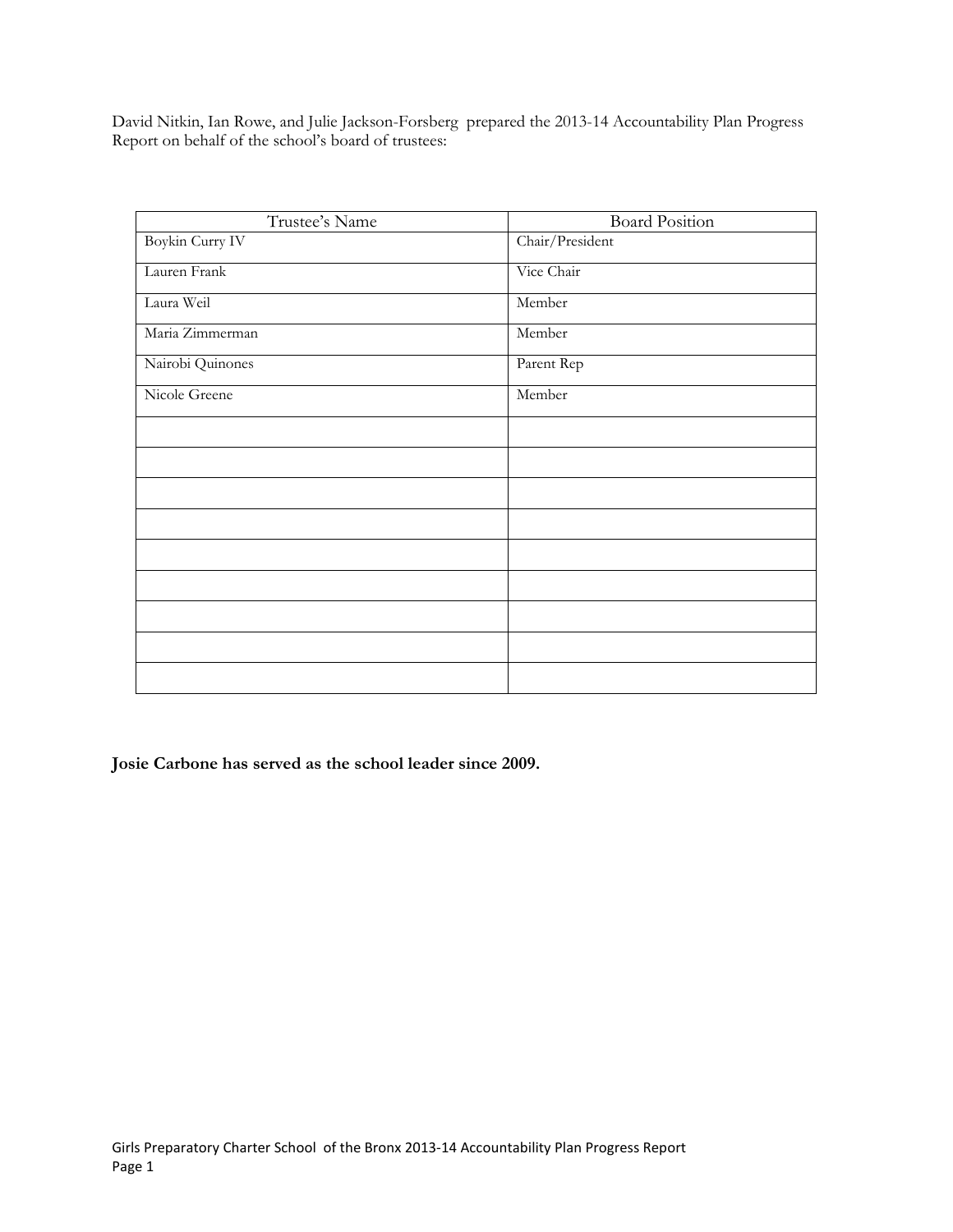David Nitkin, Ian Rowe, and Julie Jackson-Forsberg prepared the 2013-14 Accountability Plan Progress Report on behalf of the school's board of trustees:

| Trustee's Name | Board Position |
| --- | --- |
| Boykin Curry IV | Chair/President |
| Lauren Frank | Vice Chair |
| Laura Weil | Member |
| Maria Zimmerman | Member |
| Nairobi Quinones | Parent Rep |
| Nicole Greene | Member |
| | |
| | |
| | |
| | |
| | |
| | |
| | |
| | |
| | |

**Josie Carbone has served as the school leader since 2009.**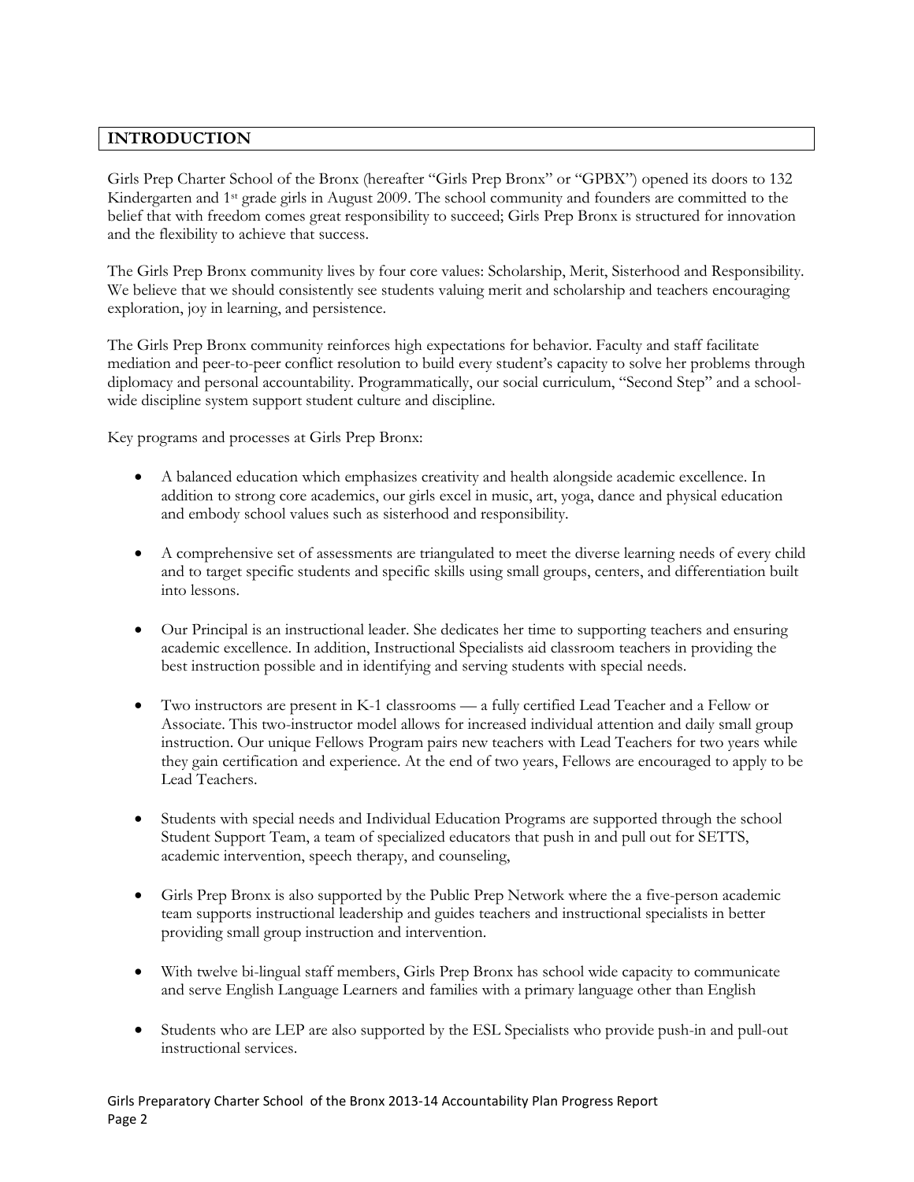## INTRODUCTION

Girls Prep Charter School of the Bronx (hereafter "Girls Prep Bronx" or "GPBX") opened its doors to 132 Kindergarten and 1st grade girls in August 2009. The school community and founders are committed to the belief that with freedom comes great responsibility to succeed; Girls Prep Bronx is structured for innovation and the flexibility to achieve that success.

The Girls Prep Bronx community lives by four core values: Scholarship, Merit, Sisterhood and Responsibility. We believe that we should consistently see students valuing merit and scholarship and teachers encouraging exploration, joy in learning, and persistence.

The Girls Prep Bronx community reinforces high expectations for behavior. Faculty and staff facilitate mediation and peer-to-peer conflict resolution to build every student's capacity to solve her problems through diplomacy and personal accountability. Programmatically, our social curriculum, "Second Step" and a school-wide discipline system support student culture and discipline.

Key programs and processes at Girls Prep Bronx:

- A balanced education which emphasizes creativity and health alongside academic excellence. In addition to strong core academics, our girls excel in music, art, yoga, dance and physical education and embody school values such as sisterhood and responsibility.

- A comprehensive set of assessments are triangulated to meet the diverse learning needs of every child and to target specific students and specific skills using small groups, centers, and differentiation built into lessons.

- Our Principal is an instructional leader. She dedicates her time to supporting teachers and ensuring academic excellence. In addition, Instructional Specialists aid classroom teachers in providing the best instruction possible and in identifying and serving students with special needs.

- Two instructors are present in K-1 classrooms — a fully certified Lead Teacher and a Fellow or Associate. This two-instructor model allows for increased individual attention and daily small group instruction. Our unique Fellows Program pairs new teachers with Lead Teachers for two years while they gain certification and experience. At the end of two years, Fellows are encouraged to apply to be Lead Teachers.

- Students with special needs and Individual Education Programs are supported through the school Student Support Team, a team of specialized educators that push in and pull out for SETTS, academic intervention, speech therapy, and counseling,

- Girls Prep Bronx is also supported by the Public Prep Network where the a five-person academic team supports instructional leadership and guides teachers and instructional specialists in better providing small group instruction and intervention.

- With twelve bi-lingual staff members, Girls Prep Bronx has school wide capacity to communicate and serve English Language Learners and families with a primary language other than English

- Students who are LEP are also supported by the ESL Specialists who provide push-in and pull-out instructional services.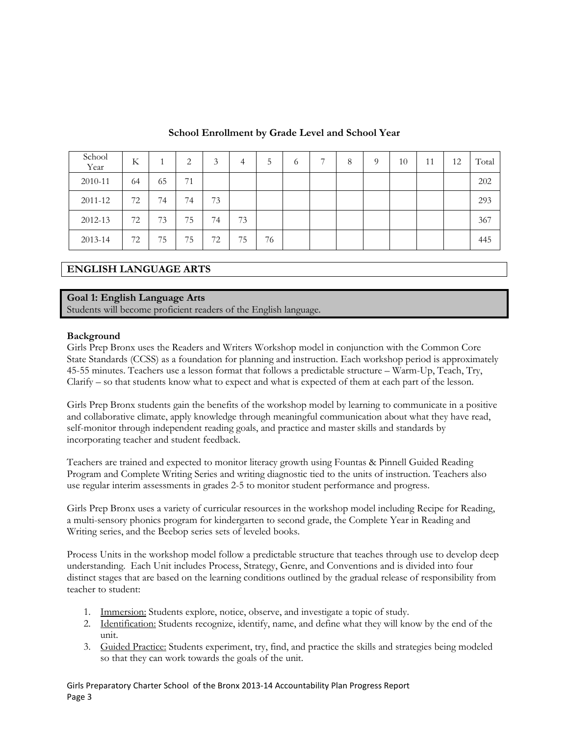**School Enrollment by Grade Level and School Year**

| School Year | K | 1 | 2 | 3 | 4 | 5 | 6 | 7 | 8 | 9 | 10 | 11 | 12 | Total |
|---|---|---|---|---|---|---|---|---|---|---|---|---|---|---|
| 2010-11 | 64 | 65 | 71 | | | | | | | | | | | 202 |
| 2011-12 | 72 | 74 | 74 | 73 | | | | | | | | | | 293 |
| 2012-13 | 72 | 73 | 75 | 74 | 73 | | | | | | | | | 367 |
| 2013-14 | 72 | 75 | 75 | 72 | 75 | 76 | | | | | | | | 445 |

## ENGLISH LANGUAGE ARTS

**Goal 1: English Language Arts**
Students will become proficient readers of the English language.

**Background**
Girls Prep Bronx uses the Readers and Writers Workshop model in conjunction with the Common Core State Standards (CCSS) as a foundation for planning and instruction. Each workshop period is approximately 45-55 minutes. Teachers use a lesson format that follows a predictable structure – Warm-Up, Teach, Try, Clarify – so that students know what to expect and what is expected of them at each part of the lesson.

Girls Prep Bronx students gain the benefits of the workshop model by learning to communicate in a positive and collaborative climate, apply knowledge through meaningful communication about what they have read, self-monitor through independent reading goals, and practice and master skills and standards by incorporating teacher and student feedback.

Teachers are trained and expected to monitor literacy growth using Fountas & Pinnell Guided Reading Program and Complete Writing Series and writing diagnostic tied to the units of instruction. Teachers also use regular interim assessments in grades 2-5 to monitor student performance and progress.

Girls Prep Bronx uses a variety of curricular resources in the workshop model including Recipe for Reading, a multi-sensory phonics program for kindergarten to second grade, the Complete Year in Reading and Writing series, and the Beebop series sets of leveled books.

Process Units in the workshop model follow a predictable structure that teaches through use to develop deep understanding. Each Unit includes Process, Strategy, Genre, and Conventions and is divided into four distinct stages that are based on the learning conditions outlined by the gradual release of responsibility from teacher to student:

1. Immersion: Students explore, notice, observe, and investigate a topic of study.
2. Identification: Students recognize, identify, name, and define what they will know by the end of the unit.
3. Guided Practice: Students experiment, try, find, and practice the skills and strategies being modeled so that they can work towards the goals of the unit.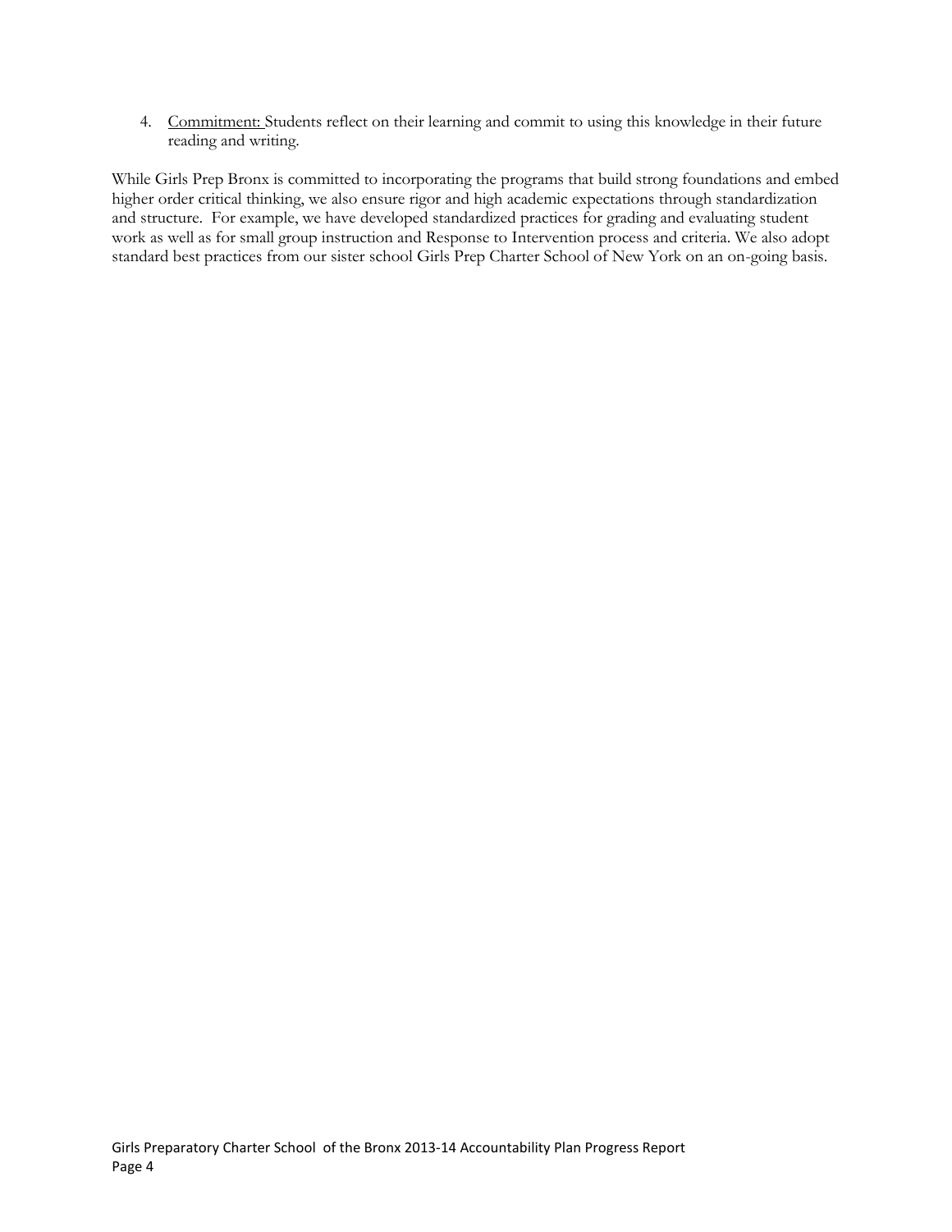4. Commitment: Students reflect on their learning and commit to using this knowledge in their future reading and writing.

While Girls Prep Bronx is committed to incorporating the programs that build strong foundations and embed higher order critical thinking, we also ensure rigor and high academic expectations through standardization and structure. For example, we have developed standardized practices for grading and evaluating student work as well as for small group instruction and Response to Intervention process and criteria. We also adopt standard best practices from our sister school Girls Prep Charter School of New York on an on-going basis.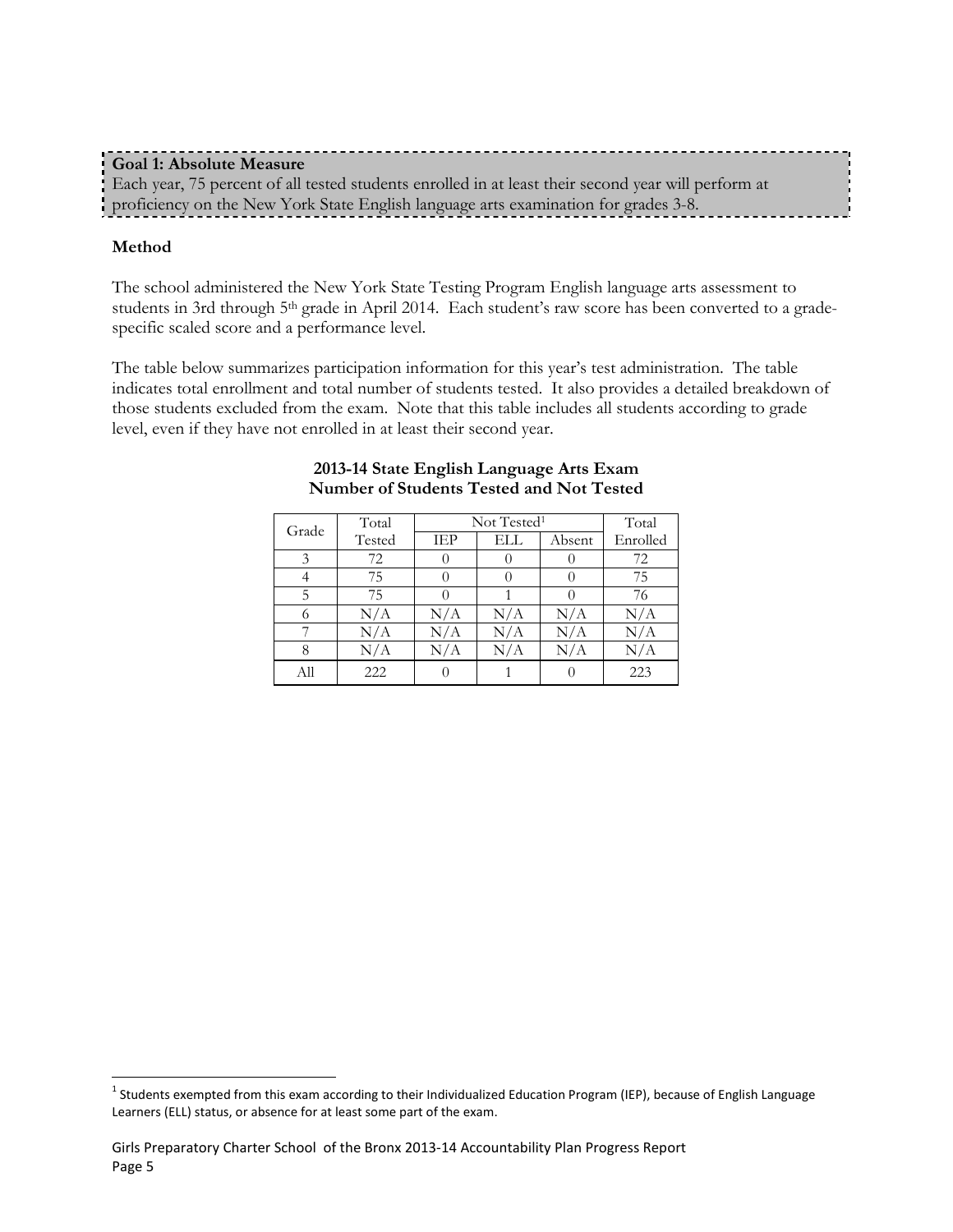**Goal 1: Absolute Measure**
Each year, 75 percent of all tested students enrolled in at least their second year will perform at proficiency on the New York State English language arts examination for grades 3-8.

**Method**

The school administered the New York State Testing Program English language arts assessment to students in 3rd through 5th grade in April 2014. Each student's raw score has been converted to a grade-specific scaled score and a performance level.

The table below summarizes participation information for this year's test administration. The table indicates total enrollment and total number of students tested. It also provides a detailed breakdown of those students excluded from the exam. Note that this table includes all students according to grade level, even if they have not enrolled in at least their second year.

**2013-14 State English Language Arts Exam**
**Number of Students Tested and Not Tested**

| Grade | Total Tested | Not Tested[1] | | | Total Enrolled |
|---|---|---|---|---|---|
| | | IEP | ELL | Absent | |
| 3 | 72 | 0 | 0 | 0 | 72 |
| 4 | 75 | 0 | 0 | 0 | 75 |
| 5 | 75 | 0 | 1 | 0 | 76 |
| 6 | N/A | N/A | N/A | N/A | N/A |
| 7 | N/A | N/A | N/A | N/A | N/A |
| 8 | N/A | N/A | N/A | N/A | N/A |
| All | 222 | 0 | 1 | 0 | 223 |

[1] Students exempted from this exam according to their Individualized Education Program (IEP), because of English Language Learners (ELL) status, or absence for at least some part of the exam.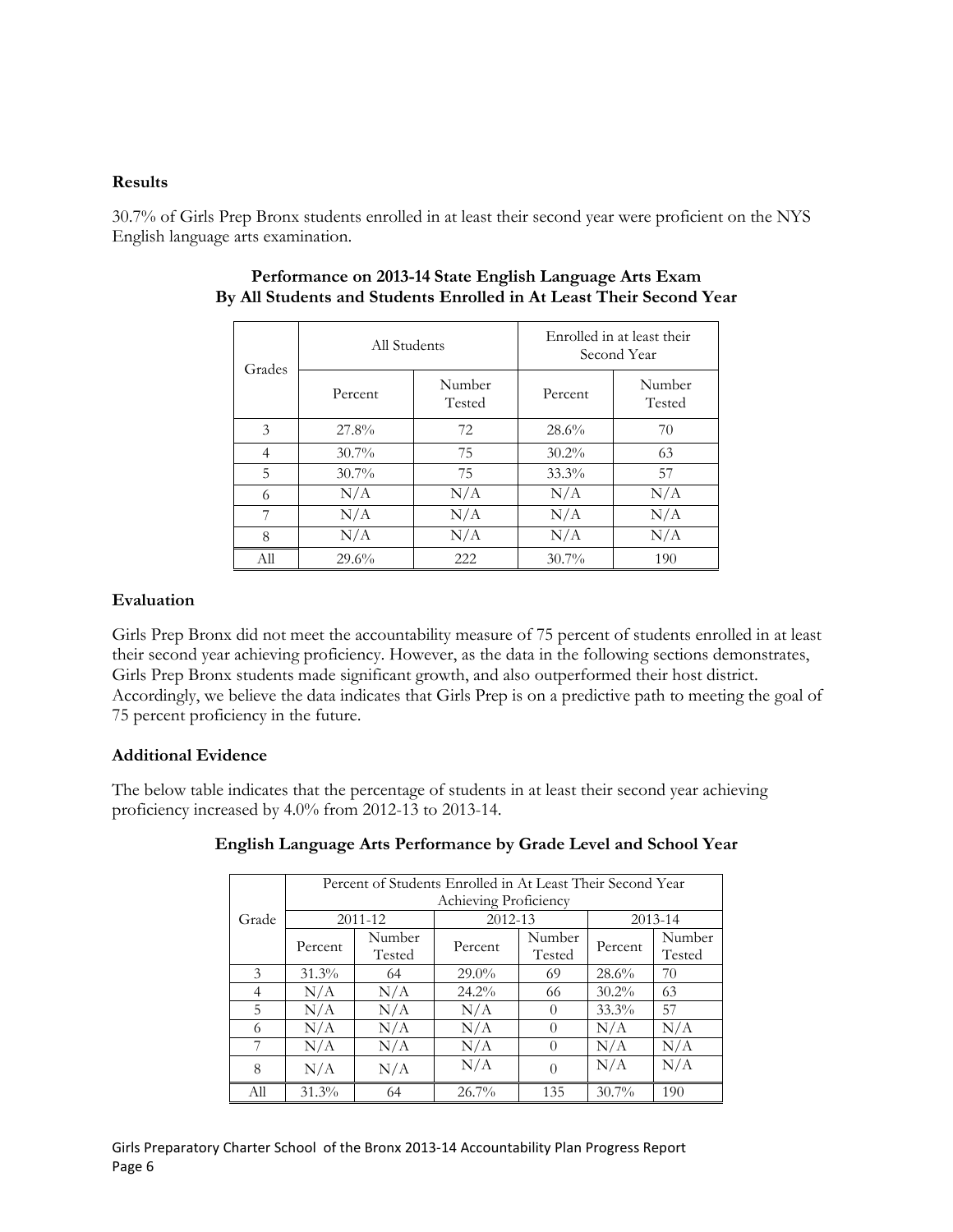**Results**

30.7% of Girls Prep Bronx students enrolled in at least their second year were proficient on the NYS English language arts examination.

**Performance on 2013-14 State English Language Arts Exam By All Students and Students Enrolled in At Least Their Second Year**

| Grades | All Students | | Enrolled in at least their Second Year | |
|---|---|---|---|---|
| | Percent | Number Tested | Percent | Number Tested |
| 3 | 27.8% | 72 | 28.6% | 70 |
| 4 | 30.7% | 75 | 30.2% | 63 |
| 5 | 30.7% | 75 | 33.3% | 57 |
| 6 | N/A | N/A | N/A | N/A |
| 7 | N/A | N/A | N/A | N/A |
| 8 | N/A | N/A | N/A | N/A |
| All | 29.6% | 222 | 30.7% | 190 |

**Evaluation**

Girls Prep Bronx did not meet the accountability measure of 75 percent of students enrolled in at least their second year achieving proficiency. However, as the data in the following sections demonstrates, Girls Prep Bronx students made significant growth, and also outperformed their host district. Accordingly, we believe the data indicates that Girls Prep is on a predictive path to meeting the goal of 75 percent proficiency in the future.

**Additional Evidence**

The below table indicates that the percentage of students in at least their second year achieving proficiency increased by 4.0% from 2012-13 to 2013-14.

**English Language Arts Performance by Grade Level and School Year**

| Grade | Percent of Students Enrolled in At Least Their Second Year Achieving Proficiency | | | | | |
|---|---|---|---|---|---|---|
| | 2011-12 | | 2012-13 | | 2013-14 | |
| | Percent | Number Tested | Percent | Number Tested | Percent | Number Tested |
| 3 | 31.3% | 64 | 29.0% | 69 | 28.6% | 70 |
| 4 | N/A | N/A | 24.2% | 66 | 30.2% | 63 |
| 5 | N/A | N/A | N/A | 0 | 33.3% | 57 |
| 6 | N/A | N/A | N/A | 0 | N/A | N/A |
| 7 | N/A | N/A | N/A | 0 | N/A | N/A |
| 8 | N/A | N/A | N/A | 0 | N/A | N/A |
| All | 31.3% | 64 | 26.7% | 135 | 30.7% | 190 |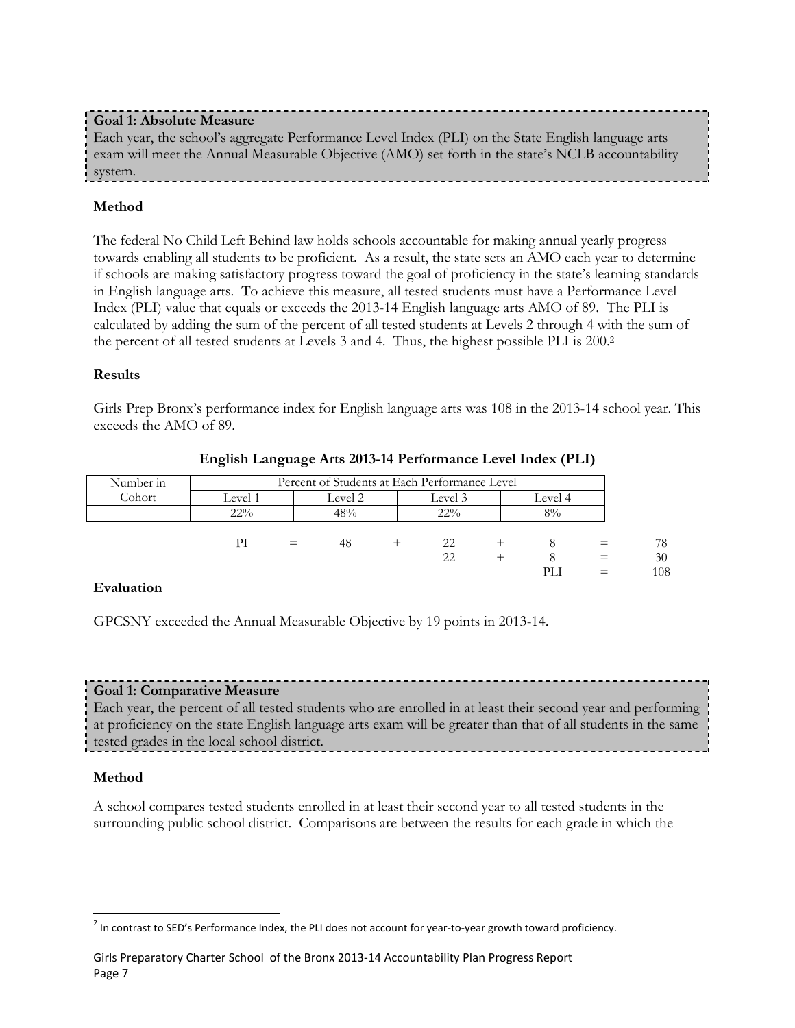**Goal 1: Absolute Measure**

Each year, the school's aggregate Performance Level Index (PLI) on the State English language arts exam will meet the Annual Measurable Objective (AMO) set forth in the state's NCLB accountability system.

**Method**

The federal No Child Left Behind law holds schools accountable for making annual yearly progress towards enabling all students to be proficient. As a result, the state sets an AMO each year to determine if schools are making satisfactory progress toward the goal of proficiency in the state's learning standards in English language arts. To achieve this measure, all tested students must have a Performance Level Index (PLI) value that equals or exceeds the 2013-14 English language arts AMO of 89. The PLI is calculated by adding the sum of the percent of all tested students at Levels 2 through 4 with the sum of the percent of all tested students at Levels 3 and 4. Thus, the highest possible PLI is 200.[2]

**Results**

Girls Prep Bronx's performance index for English language arts was 108 in the 2013-14 school year. This exceeds the AMO of 89.

**English Language Arts 2013-14 Performance Level Index (PLI)**

| Number in Cohort | Percent of Students at Each Performance Level | | | |
|---|---|---|---|---|
| | Level 1 | Level 2 | Level 3 | Level 4 |
| | 22% | 48% | 22% | 8% |

| | | | | | | | |
|---|---|---|---|---|---|---|---|
| PI | = | 48 | + | 22 | + | 8 | = 78 |
| | | | | 22 | + | 8 | = 30 |
| | | | | | | PLI | = 108 |

**Evaluation**

GPCSNY exceeded the Annual Measurable Objective by 19 points in 2013-14.

**Goal 1: Comparative Measure**

Each year, the percent of all tested students who are enrolled in at least their second year and performing at proficiency on the state English language arts exam will be greater than that of all students in the same tested grades in the local school district.

**Method**

A school compares tested students enrolled in at least their second year to all tested students in the surrounding public school district. Comparisons are between the results for each grade in which the

---

[2] In contrast to SED's Performance Index, the PLI does not account for year-to-year growth toward proficiency.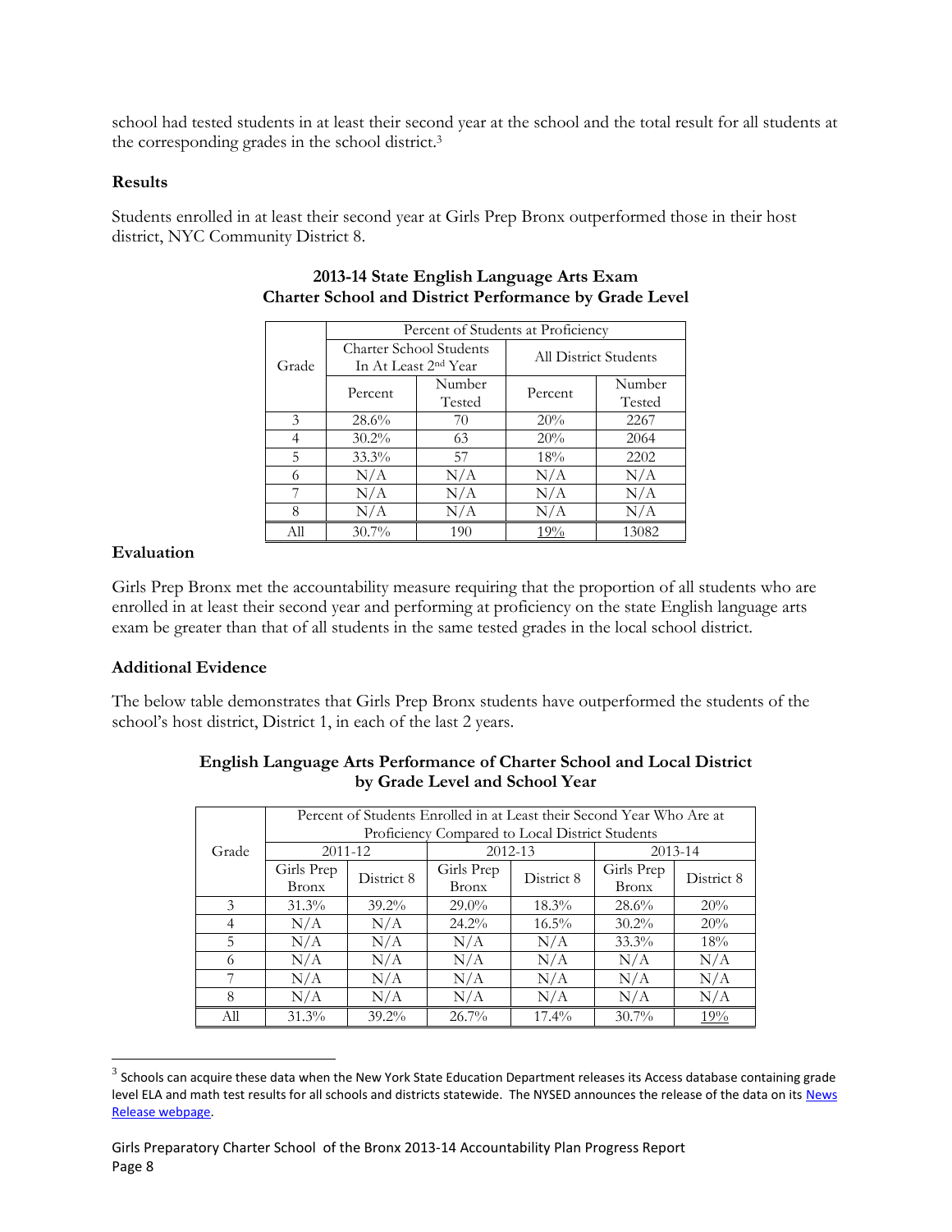school had tested students in at least their second year at the school and the total result for all students at the corresponding grades in the school district.[3]

### Results

Students enrolled in at least their second year at Girls Prep Bronx outperformed those in their host district, NYC Community District 8.

**2013-14 State English Language Arts Exam**
**Charter School and District Performance by Grade Level**

| Grade | Percent of Students at Proficiency | | | |
|---|---|---|---|---|
| | Charter School Students In At Least 2nd Year | | All District Students | |
| | Percent | Number Tested | Percent | Number Tested |
| 3 | 28.6% | 70 | 20% | 2267 |
| 4 | 30.2% | 63 | 20% | 2064 |
| 5 | 33.3% | 57 | 18% | 2202 |
| 6 | N/A | N/A | N/A | N/A |
| 7 | N/A | N/A | N/A | N/A |
| 8 | N/A | N/A | N/A | N/A |
| All | 30.7% | 190 | 19% | 13082 |

### Evaluation

Girls Prep Bronx met the accountability measure requiring that the proportion of all students who are enrolled in at least their second year and performing at proficiency on the state English language arts exam be greater than that of all students in the same tested grades in the local school district.

### Additional Evidence

The below table demonstrates that Girls Prep Bronx students have outperformed the students of the school's host district, District 1, in each of the last 2 years.

**English Language Arts Performance of Charter School and Local District by Grade Level and School Year**

| Grade | Percent of Students Enrolled in at Least their Second Year Who Are at Proficiency Compared to Local District Students | | | | | |
|---|---|---|---|---|---|---|
| | 2011-12 | | 2012-13 | | 2013-14 | |
| | Girls Prep Bronx | District 8 | Girls Prep Bronx | District 8 | Girls Prep Bronx | District 8 |
| 3 | 31.3% | 39.2% | 29.0% | 18.3% | 28.6% | 20% |
| 4 | N/A | N/A | 24.2% | 16.5% | 30.2% | 20% |
| 5 | N/A | N/A | N/A | N/A | 33.3% | 18% |
| 6 | N/A | N/A | N/A | N/A | N/A | N/A |
| 7 | N/A | N/A | N/A | N/A | N/A | N/A |
| 8 | N/A | N/A | N/A | N/A | N/A | N/A |
| All | 31.3% | 39.2% | 26.7% | 17.4% | 30.7% | 19% |

---

[3] Schools can acquire these data when the New York State Education Department releases its Access database containing grade level ELA and math test results for all schools and districts statewide. The NYSED announces the release of the data on its News Release webpage.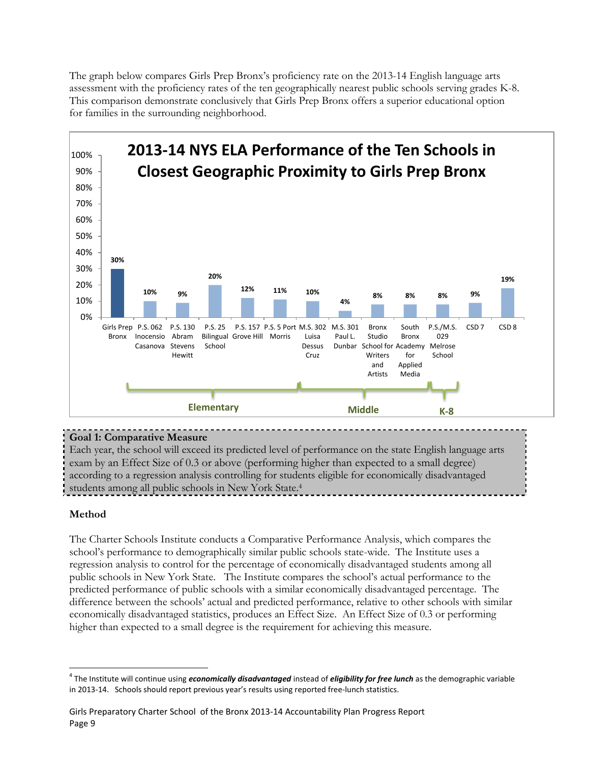The graph below compares Girls Prep Bronx's proficiency rate on the 2013-14 English language arts assessment with the proficiency rates of the ten geographically nearest public schools serving grades K-8. This comparison demonstrate conclusively that Girls Prep Bronx offers a superior educational option for families in the surrounding neighborhood.

**2013-14 NYS ELA Performance of the Ten Schools in Closest Geographic Proximity to Girls Prep Bronx**

| School | Level | Proficiency |
|---|---|---|
| Girls Prep Bronx | | 30% |
| P.S. 062 Inocensio Casanova | Elementary | 10% |
| P.S. 130 Abram Stevens Hewitt | Elementary | 9% |
| P.S. 25 Bilingual School | Elementary | 20% |
| P.S. 157 Grove Hill | Elementary | 12% |
| P.S. 5 Port Morris | Elementary | 11% |
| M.S. 302 Luisa Dessus Cruz | Middle | 10% |
| M.S. 301 Paul L. Dunbar | Middle | 4% |
| Bronx Studio School for Writers and Artists | Middle | 8% |
| South Bronx Academy for Applied Media | Middle | 8% |
| P.S./M.S. 029 Melrose School | K-8 | 8% |
| CSD 7 | | 9% |
| CSD 8 | | 19% |

**Goal 1: Comparative Measure**

Each year, the school will exceed its predicted level of performance on the state English language arts exam by an Effect Size of 0.3 or above (performing higher than expected to a small degree) according to a regression analysis controlling for students eligible for economically disadvantaged students among all public schools in New York State.[4]

**Method**

The Charter Schools Institute conducts a Comparative Performance Analysis, which compares the school's performance to demographically similar public schools state-wide. The Institute uses a regression analysis to control for the percentage of economically disadvantaged students among all public schools in New York State. The Institute compares the school's actual performance to the predicted performance of public schools with a similar economically disadvantaged percentage. The difference between the schools' actual and predicted performance, relative to other schools with similar economically disadvantaged statistics, produces an Effect Size. An Effect Size of 0.3 or performing higher than expected to a small degree is the requirement for achieving this measure.

---

[4] The Institute will continue using ***economically disadvantaged*** instead of ***eligibility for free lunch*** as the demographic variable in 2013-14. Schools should report previous year's results using reported free-lunch statistics.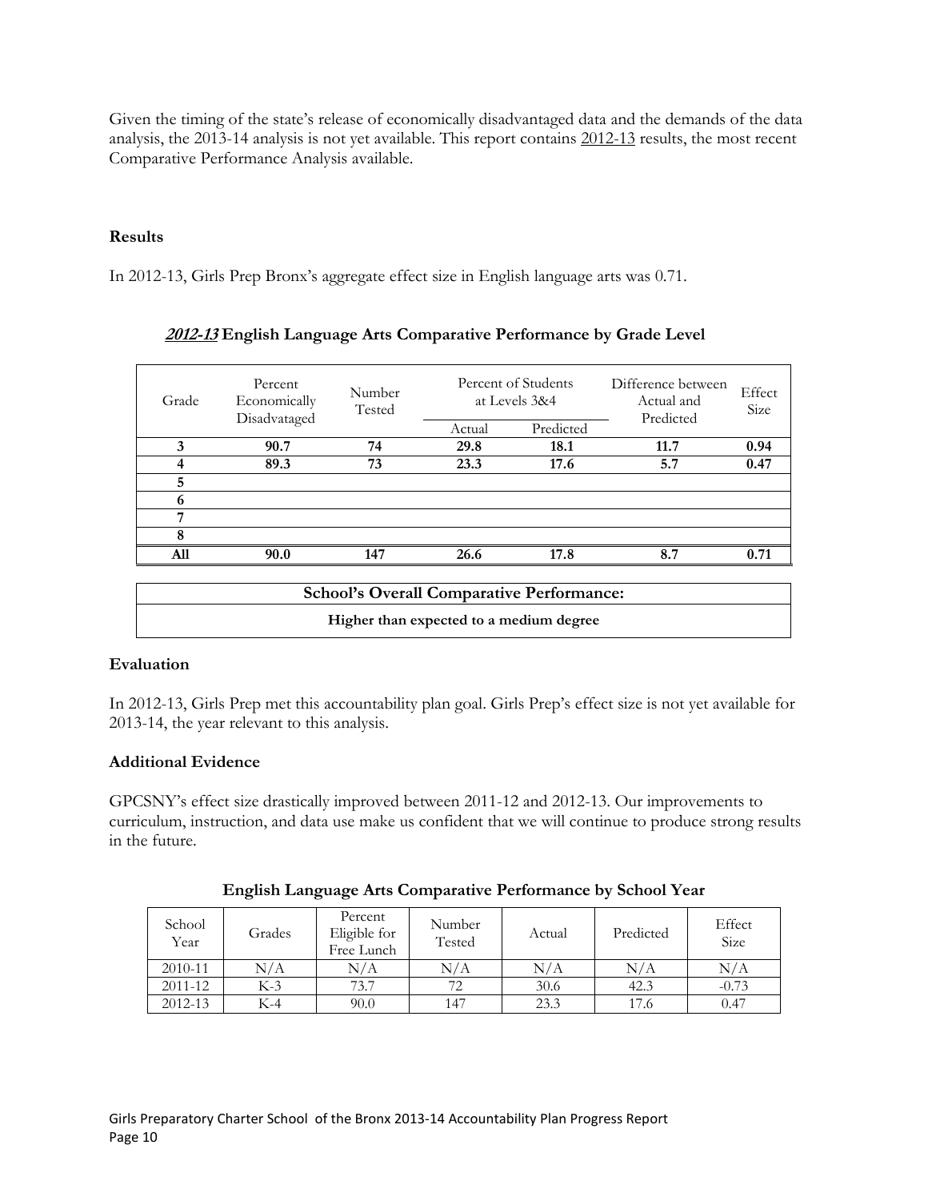Given the timing of the state's release of economically disadvantaged data and the demands of the data analysis, the 2013-14 analysis is not yet available. This report contains 2012-13 results, the most recent Comparative Performance Analysis available.

### Results

In 2012-13, Girls Prep Bronx's aggregate effect size in English language arts was 0.71.

**_2012-13_ English Language Arts Comparative Performance by Grade Level**

| Grade | Percent Economically Disadvataged | Number Tested | Percent of Students at Levels 3&4 | | Difference between Actual and Predicted | Effect Size |
|---|---|---|---|---|---|---|
| | | | Actual | Predicted | | |
| **3** | **90.7** | **74** | **29.8** | **18.1** | **11.7** | **0.94** |
| **4** | **89.3** | **73** | **23.3** | **17.6** | **5.7** | **0.47** |
| **5** | | | | | | |
| **6** | | | | | | |
| **7** | | | | | | |
| **8** | | | | | | |
| **All** | **90.0** | **147** | **26.6** | **17.8** | **8.7** | **0.71** |

| **School's Overall Comparative Performance:** |
|---|
| **Higher than expected to a medium degree** |

### Evaluation

In 2012-13, Girls Prep met this accountability plan goal. Girls Prep's effect size is not yet available for 2013-14, the year relevant to this analysis.

### Additional Evidence

GPCSNY's effect size drastically improved between 2011-12 and 2012-13. Our improvements to curriculum, instruction, and data use make us confident that we will continue to produce strong results in the future.

**English Language Arts Comparative Performance by School Year**

| School Year | Grades | Percent Eligible for Free Lunch | Number Tested | Actual | Predicted | Effect Size |
|---|---|---|---|---|---|---|
| 2010-11 | N/A | N/A | N/A | N/A | N/A | N/A |
| 2011-12 | K-3 | 73.7 | 72 | 30.6 | 42.3 | -0.73 |
| 2012-13 | K-4 | 90.0 | 147 | 23.3 | 17.6 | 0.47 |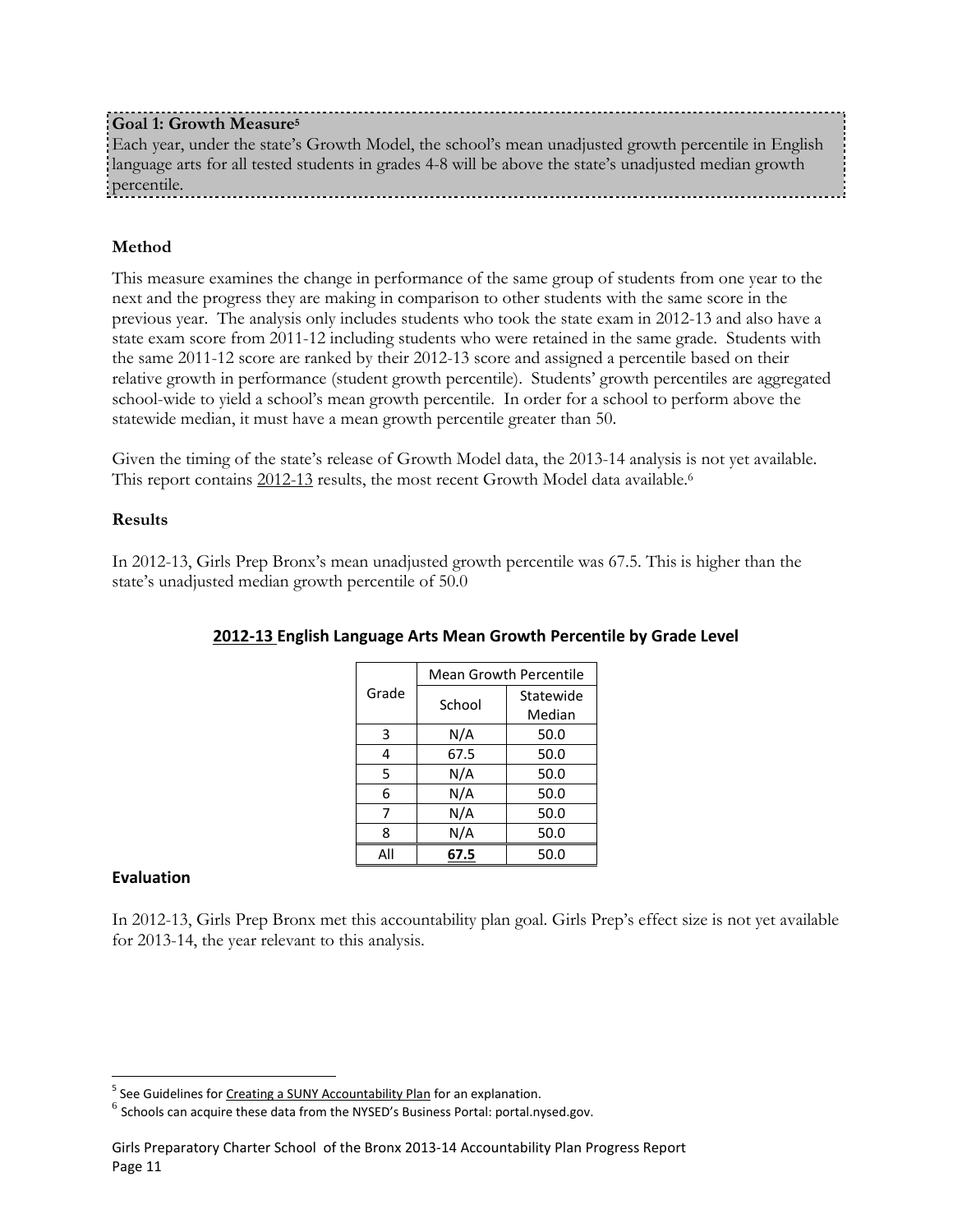**Goal 1: Growth Measure[5]**
Each year, under the state's Growth Model, the school's mean unadjusted growth percentile in English language arts for all tested students in grades 4-8 will be above the state's unadjusted median growth percentile.

### Method

This measure examines the change in performance of the same group of students from one year to the next and the progress they are making in comparison to other students with the same score in the previous year. The analysis only includes students who took the state exam in 2012-13 and also have a state exam score from 2011-12 including students who were retained in the same grade. Students with the same 2011-12 score are ranked by their 2012-13 score and assigned a percentile based on their relative growth in performance (student growth percentile). Students' growth percentiles are aggregated school-wide to yield a school's mean growth percentile. In order for a school to perform above the statewide median, it must have a mean growth percentile greater than 50.

Given the timing of the state's release of Growth Model data, the 2013-14 analysis is not yet available. This report contains 2012-13 results, the most recent Growth Model data available.[6]

### Results

In 2012-13, Girls Prep Bronx's mean unadjusted growth percentile was 67.5. This is higher than the state's unadjusted median growth percentile of 50.0

**2012-13 English Language Arts Mean Growth Percentile by Grade Level**

| Grade | Mean Growth Percentile | |
|---|---|---|
| | School | Statewide Median |
| 3 | N/A | 50.0 |
| 4 | 67.5 | 50.0 |
| 5 | N/A | 50.0 |
| 6 | N/A | 50.0 |
| 7 | N/A | 50.0 |
| 8 | N/A | 50.0 |
| All | **67.5** | 50.0 |

### Evaluation

In 2012-13, Girls Prep Bronx met this accountability plan goal. Girls Prep's effect size is not yet available for 2013-14, the year relevant to this analysis.

---

[5] See Guidelines for Creating a SUNY Accountability Plan for an explanation.

[6] Schools can acquire these data from the NYSED's Business Portal: portal.nysed.gov.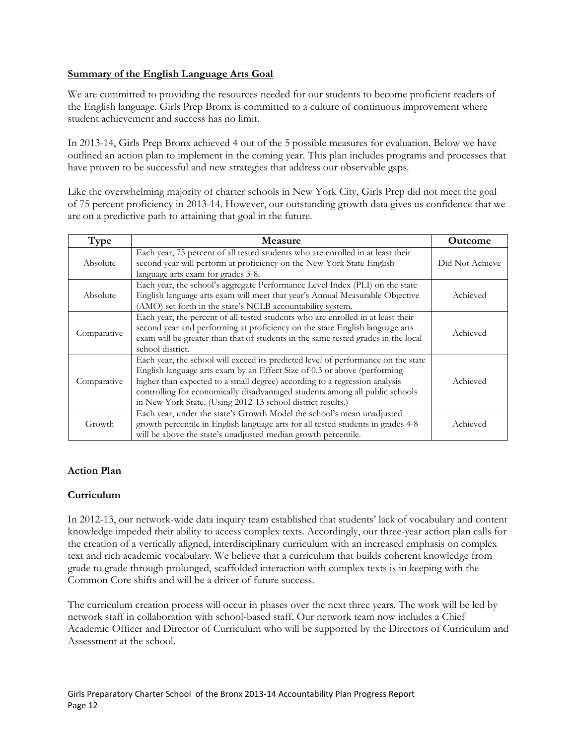**Summary of the English Language Arts Goal**

We are committed to providing the resources needed for our students to become proficient readers of the English language. Girls Prep Bronx is committed to a culture of continuous improvement where student achievement and success has no limit.

In 2013-14, Girls Prep Bronx achieved 4 out of the 5 possible measures for evaluation. Below we have outlined an action plan to implement in the coming year. This plan includes programs and processes that have proven to be successful and new strategies that address our observable gaps.

Like the overwhelming majority of charter schools in New York City, Girls Prep did not meet the goal of 75 percent proficiency in 2013-14. However, our outstanding growth data gives us confidence that we are on a predictive path to attaining that goal in the future.

| Type | Measure | Outcome |
|---|---|---|
| Absolute | Each year, 75 percent of all tested students who are enrolled in at least their second year will perform at proficiency on the New York State English language arts exam for grades 3-8. | Did Not Achieve |
| Absolute | Each year, the school's aggregate Performance Level Index (PLI) on the state English language arts exam will meet that year's Annual Measurable Objective (AMO) set forth in the state's NCLB accountability system. | Achieved |
| Comparative | Each year, the percent of all tested students who are enrolled in at least their second year and performing at proficiency on the state English language arts exam will be greater than that of students in the same tested grades in the local school district. | Achieved |
| Comparative | Each year, the school will exceed its predicted level of performance on the state English language arts exam by an Effect Size of 0.3 or above (performing higher than expected to a small degree) according to a regression analysis controlling for economically disadvantaged students among all public schools in New York State. (Using 2012-13 school district results.) | Achieved |
| Growth | Each year, under the state's Growth Model the school's mean unadjusted growth percentile in English language arts for all tested students in grades 4-8 will be above the state's unadjusted median growth percentile. | Achieved |

**Action Plan**

**Curriculum**

In 2012-13, our network-wide data inquiry team established that students' lack of vocabulary and content knowledge impeded their ability to access complex texts. Accordingly, our three-year action plan calls for the creation of a vertically aligned, interdisciplinary curriculum with an increased emphasis on complex text and rich academic vocabulary. We believe that a curriculum that builds coherent knowledge from grade to grade through prolonged, scaffolded interaction with complex texts is in keeping with the Common Core shifts and will be a driver of future success.

The curriculum creation process will occur in phases over the next three years. The work will be led by network staff in collaboration with school-based staff. Our network team now includes a Chief Academic Officer and Director of Curriculum who will be supported by the Directors of Curriculum and Assessment at the school.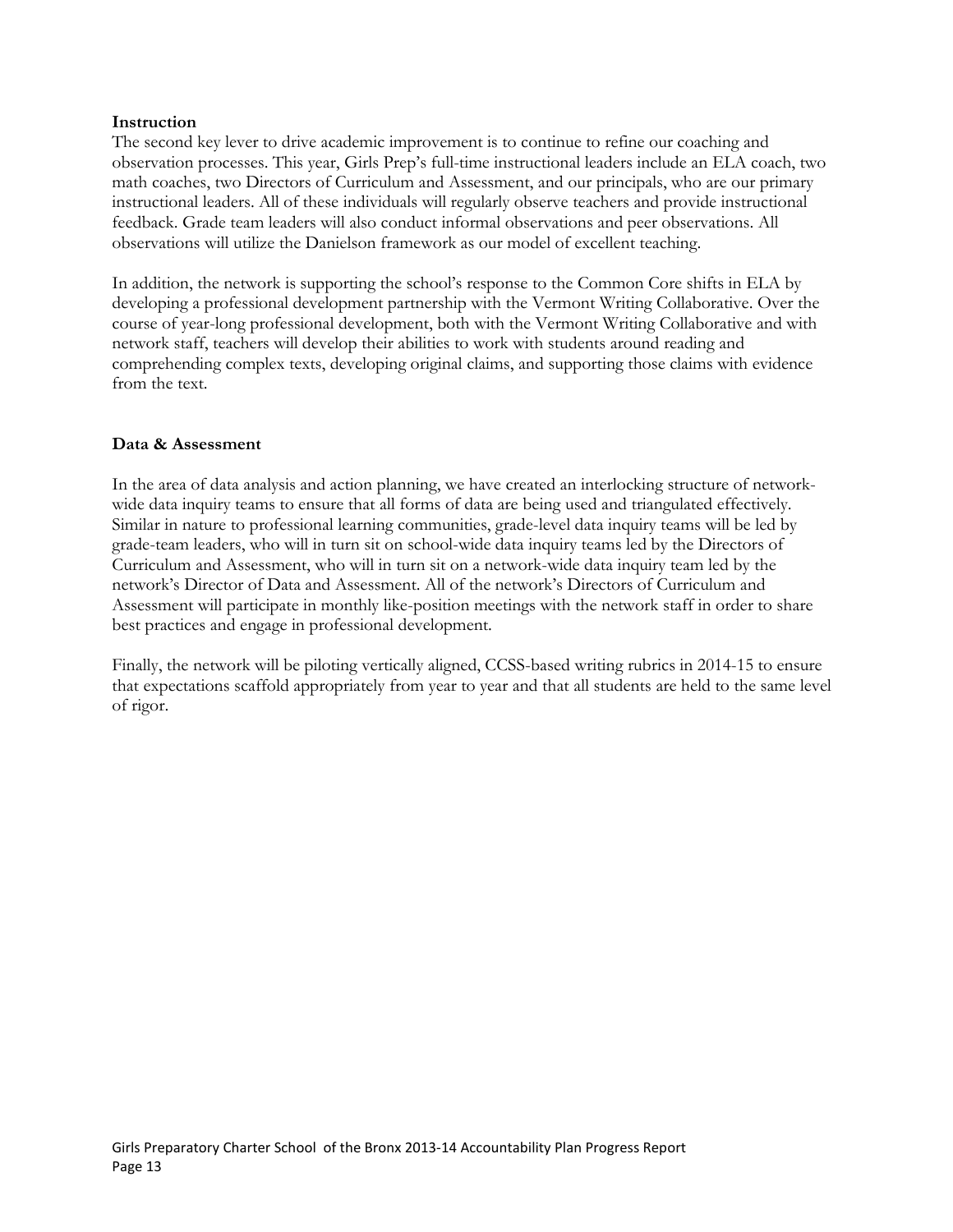**Instruction**

The second key lever to drive academic improvement is to continue to refine our coaching and observation processes. This year, Girls Prep's full-time instructional leaders include an ELA coach, two math coaches, two Directors of Curriculum and Assessment, and our principals, who are our primary instructional leaders. All of these individuals will regularly observe teachers and provide instructional feedback. Grade team leaders will also conduct informal observations and peer observations. All observations will utilize the Danielson framework as our model of excellent teaching.

In addition, the network is supporting the school's response to the Common Core shifts in ELA by developing a professional development partnership with the Vermont Writing Collaborative. Over the course of year-long professional development, both with the Vermont Writing Collaborative and with network staff, teachers will develop their abilities to work with students around reading and comprehending complex texts, developing original claims, and supporting those claims with evidence from the text.

**Data & Assessment**

In the area of data analysis and action planning, we have created an interlocking structure of network-wide data inquiry teams to ensure that all forms of data are being used and triangulated effectively. Similar in nature to professional learning communities, grade-level data inquiry teams will be led by grade-team leaders, who will in turn sit on school-wide data inquiry teams led by the Directors of Curriculum and Assessment, who will in turn sit on a network-wide data inquiry team led by the network's Director of Data and Assessment. All of the network's Directors of Curriculum and Assessment will participate in monthly like-position meetings with the network staff in order to share best practices and engage in professional development.

Finally, the network will be piloting vertically aligned, CCSS-based writing rubrics in 2014-15 to ensure that expectations scaffold appropriately from year to year and that all students are held to the same level of rigor.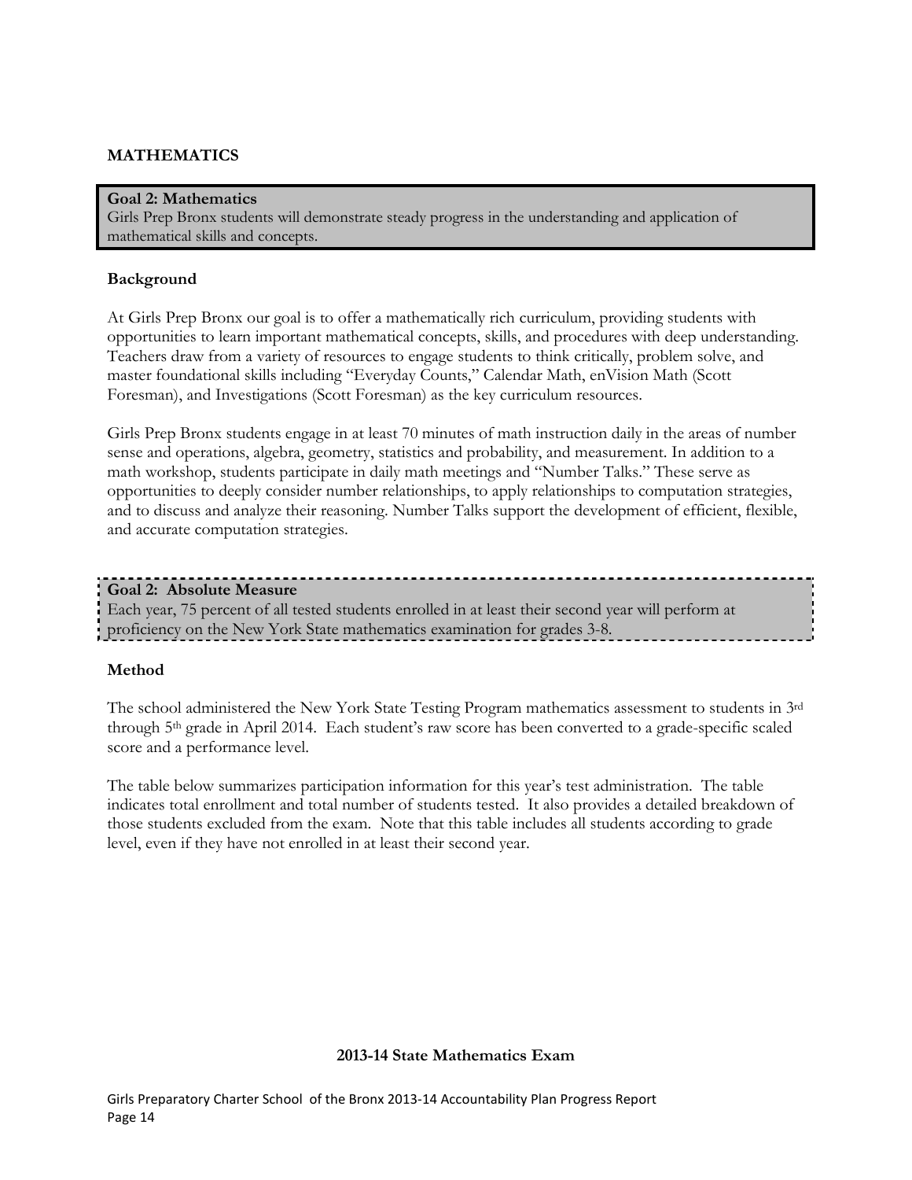## MATHEMATICS

**Goal 2: Mathematics**
Girls Prep Bronx students will demonstrate steady progress in the understanding and application of mathematical skills and concepts.

### Background

At Girls Prep Bronx our goal is to offer a mathematically rich curriculum, providing students with opportunities to learn important mathematical concepts, skills, and procedures with deep understanding. Teachers draw from a variety of resources to engage students to think critically, problem solve, and master foundational skills including "Everyday Counts," Calendar Math, enVision Math (Scott Foresman), and Investigations (Scott Foresman) as the key curriculum resources.

Girls Prep Bronx students engage in at least 70 minutes of math instruction daily in the areas of number sense and operations, algebra, geometry, statistics and probability, and measurement. In addition to a math workshop, students participate in daily math meetings and "Number Talks." These serve as opportunities to deeply consider number relationships, to apply relationships to computation strategies, and to discuss and analyze their reasoning. Number Talks support the development of efficient, flexible, and accurate computation strategies.

**Goal 2: Absolute Measure**
Each year, 75 percent of all tested students enrolled in at least their second year will perform at proficiency on the New York State mathematics examination for grades 3-8.

### Method

The school administered the New York State Testing Program mathematics assessment to students in 3rd through 5th grade in April 2014. Each student's raw score has been converted to a grade-specific scaled score and a performance level.

The table below summarizes participation information for this year's test administration. The table indicates total enrollment and total number of students tested. It also provides a detailed breakdown of those students excluded from the exam. Note that this table includes all students according to grade level, even if they have not enrolled in at least their second year.

**2013-14 State Mathematics Exam**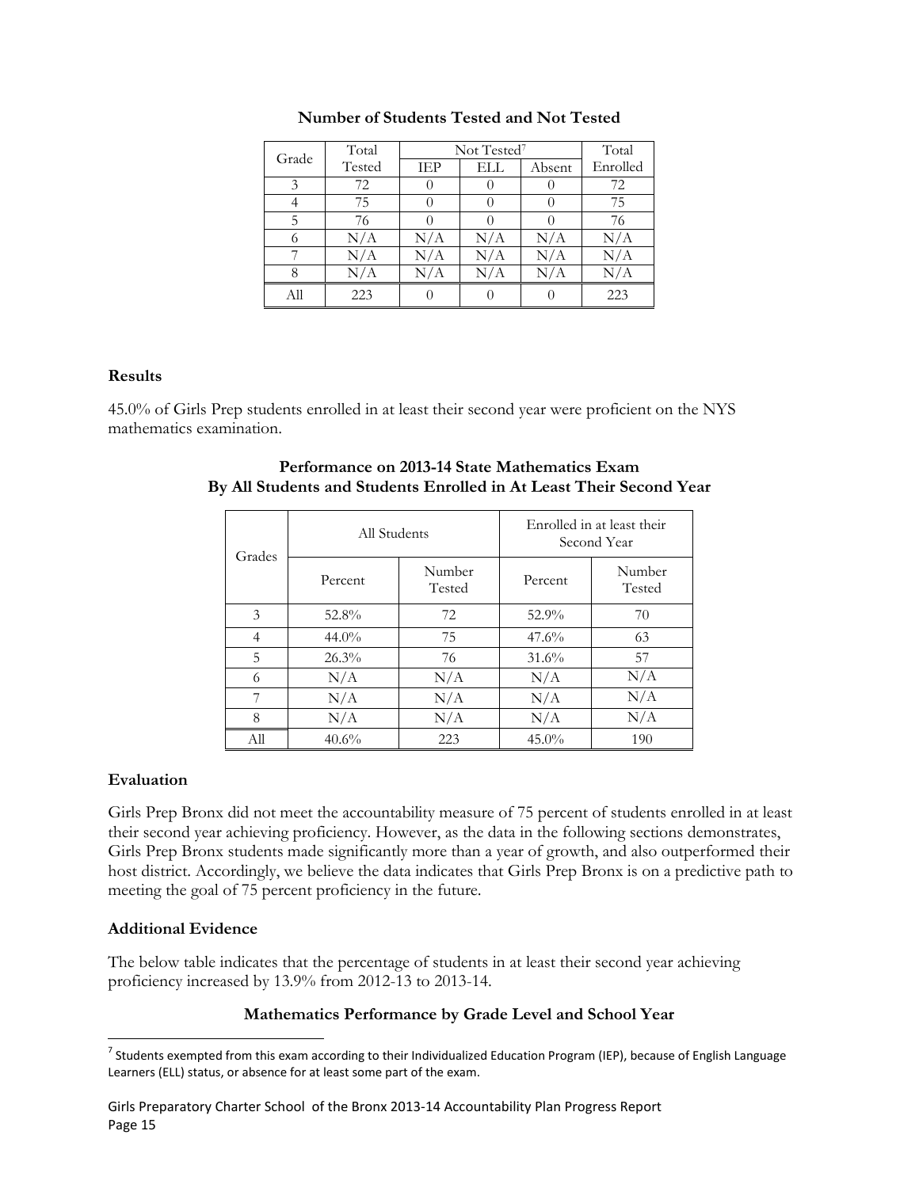**Number of Students Tested and Not Tested**

| Grade | Total Tested | Not Tested[7] | | | Total Enrolled |
|---|---|---|---|---|---|
| | | IEP | ELL | Absent | |
| 3 | 72 | 0 | 0 | 0 | 72 |
| 4 | 75 | 0 | 0 | 0 | 75 |
| 5 | 76 | 0 | 0 | 0 | 76 |
| 6 | N/A | N/A | N/A | N/A | N/A |
| 7 | N/A | N/A | N/A | N/A | N/A |
| 8 | N/A | N/A | N/A | N/A | N/A |
| All | 223 | 0 | 0 | 0 | 223 |

### Results

45.0% of Girls Prep students enrolled in at least their second year were proficient on the NYS mathematics examination.

**Performance on 2013-14 State Mathematics Exam**
**By All Students and Students Enrolled in At Least Their Second Year**

| Grades | All Students | | Enrolled in at least their Second Year | |
|---|---|---|---|---|
| | Percent | Number Tested | Percent | Number Tested |
| 3 | 52.8% | 72 | 52.9% | 70 |
| 4 | 44.0% | 75 | 47.6% | 63 |
| 5 | 26.3% | 76 | 31.6% | 57 |
| 6 | N/A | N/A | N/A | N/A |
| 7 | N/A | N/A | N/A | N/A |
| 8 | N/A | N/A | N/A | N/A |
| All | 40.6% | 223 | 45.0% | 190 |

### Evaluation

Girls Prep Bronx did not meet the accountability measure of 75 percent of students enrolled in at least their second year achieving proficiency. However, as the data in the following sections demonstrates, Girls Prep Bronx students made significantly more than a year of growth, and also outperformed their host district. Accordingly, we believe the data indicates that Girls Prep Bronx is on a predictive path to meeting the goal of 75 percent proficiency in the future.

### Additional Evidence

The below table indicates that the percentage of students in at least their second year achieving proficiency increased by 13.9% from 2012-13 to 2013-14.

**Mathematics Performance by Grade Level and School Year**

[7] Students exempted from this exam according to their Individualized Education Program (IEP), because of English Language Learners (ELL) status, or absence for at least some part of the exam.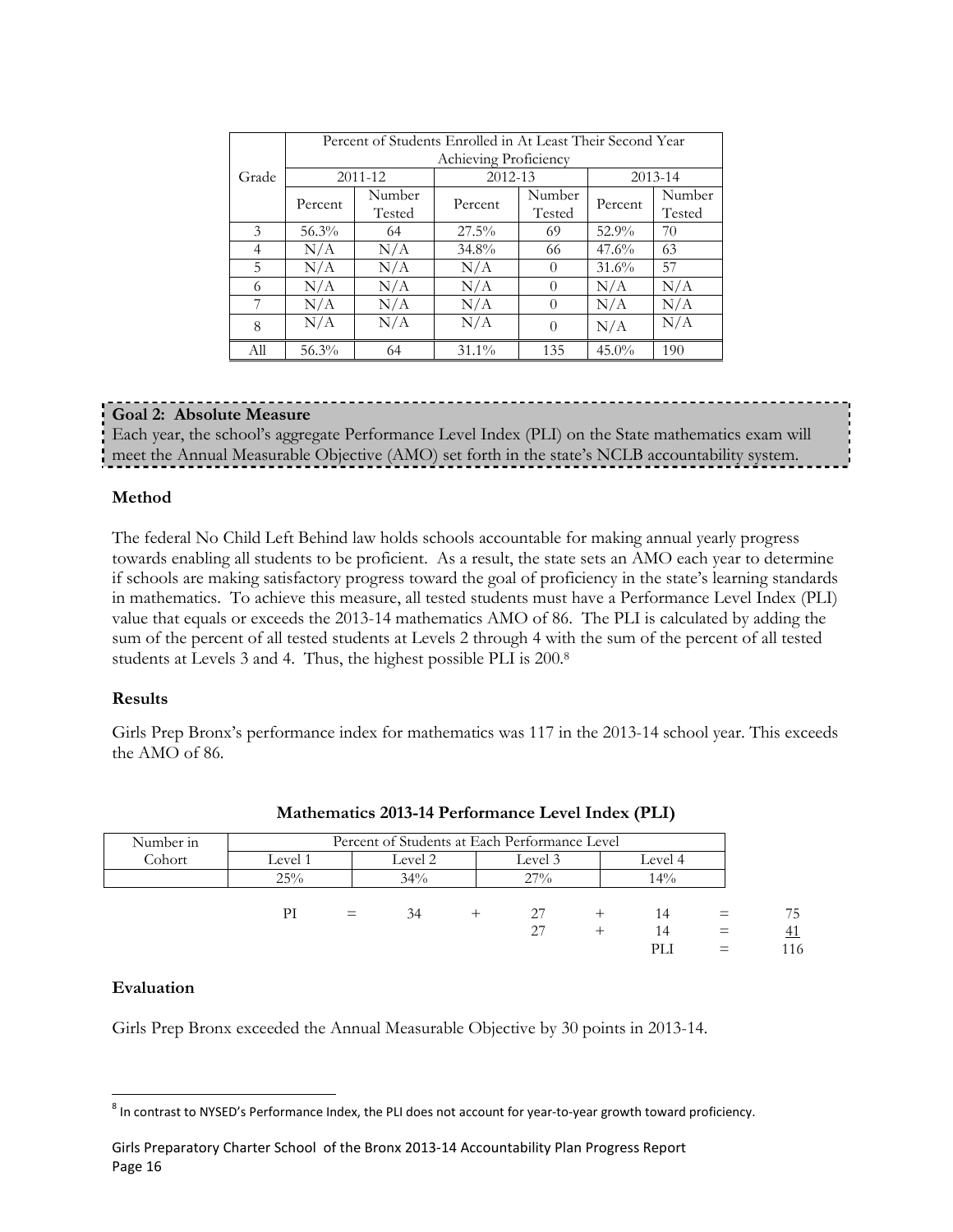| Grade | Percent of Students Enrolled in At Least Their Second Year Achieving Proficiency | | | | | |
|---|---|---|---|---|---|---|
| | 2011-12 | | 2012-13 | | 2013-14 | |
| | Percent | Number Tested | Percent | Number Tested | Percent | Number Tested |
| 3 | 56.3% | 64 | 27.5% | 69 | 52.9% | 70 |
| 4 | N/A | N/A | 34.8% | 66 | 47.6% | 63 |
| 5 | N/A | N/A | N/A | 0 | 31.6% | 57 |
| 6 | N/A | N/A | N/A | 0 | N/A | N/A |
| 7 | N/A | N/A | N/A | 0 | N/A | N/A |
| 8 | N/A | N/A | N/A | 0 | N/A | N/A |
| All | 56.3% | 64 | 31.1% | 135 | 45.0% | 190 |

**Goal 2: Absolute Measure**
Each year, the school's aggregate Performance Level Index (PLI) on the State mathematics exam will meet the Annual Measurable Objective (AMO) set forth in the state's NCLB accountability system.

**Method**

The federal No Child Left Behind law holds schools accountable for making annual yearly progress towards enabling all students to be proficient. As a result, the state sets an AMO each year to determine if schools are making satisfactory progress toward the goal of proficiency in the state's learning standards in mathematics. To achieve this measure, all tested students must have a Performance Level Index (PLI) value that equals or exceeds the 2013-14 mathematics AMO of 86. The PLI is calculated by adding the sum of the percent of all tested students at Levels 2 through 4 with the sum of the percent of all tested students at Levels 3 and 4. Thus, the highest possible PLI is 200.[8]

**Results**

Girls Prep Bronx's performance index for mathematics was 117 in the 2013-14 school year. This exceeds the AMO of 86.

**Mathematics 2013-14 Performance Level Index (PLI)**

| Number in Cohort | Percent of Students at Each Performance Level | | | |
|---|---|---|---|---|
| | Level 1 | Level 2 | Level 3 | Level 4 |
| | 25% | 34% | 27% | 14% |

| | | | | | | | | |
|---|---|---|---|---|---|---|---|---|
| PI | = | 34 | + | 27 | + | 14 | = | 75 |
| | | | | 27 | + | 14 | = | 41 |
| | | | | | | PLI | = | 116 |

**Evaluation**

Girls Prep Bronx exceeded the Annual Measurable Objective by 30 points in 2013-14.

[8] In contrast to NYSED's Performance Index, the PLI does not account for year-to-year growth toward proficiency.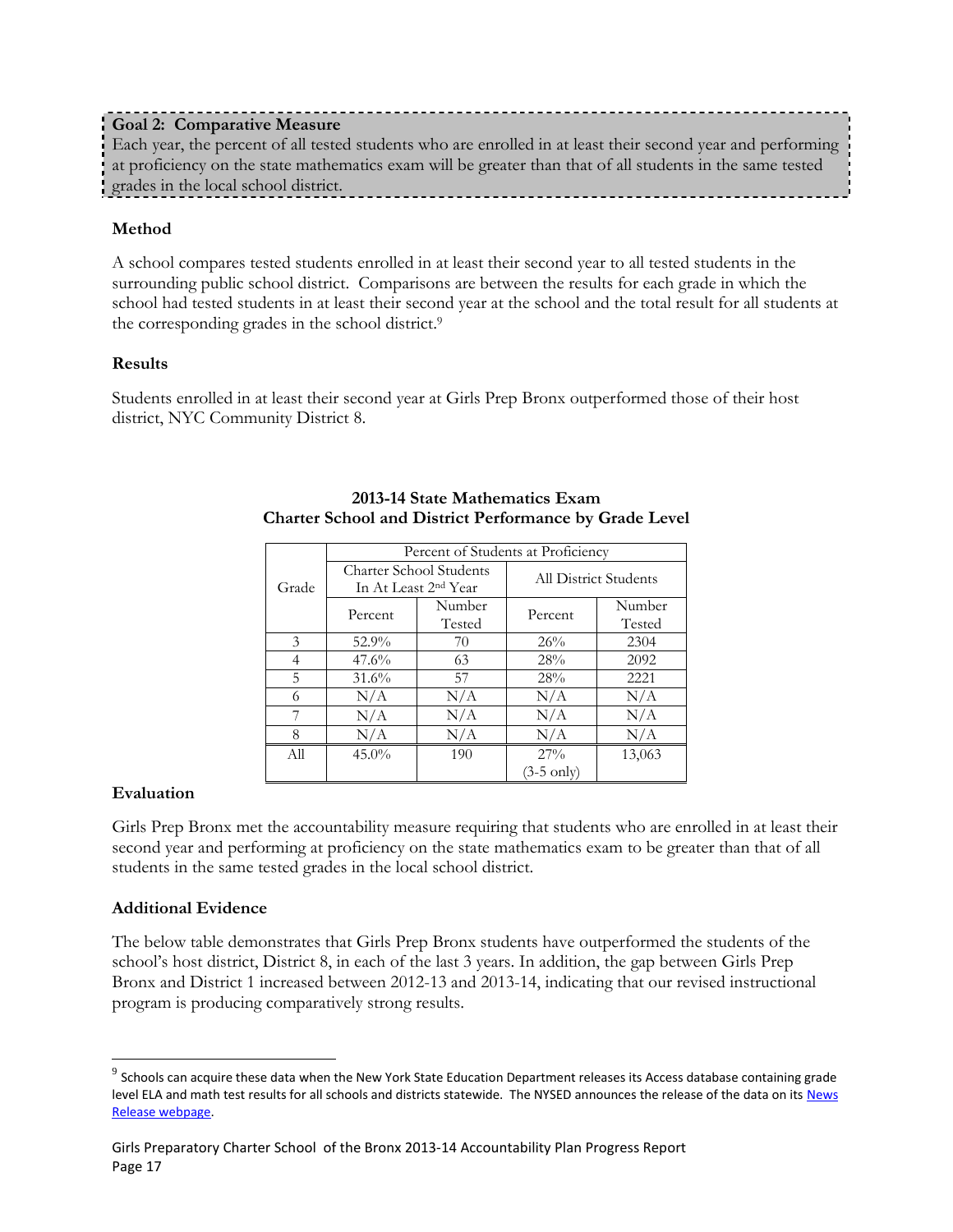**Goal 2: Comparative Measure**

Each year, the percent of all tested students who are enrolled in at least their second year and performing at proficiency on the state mathematics exam will be greater than that of all students in the same tested grades in the local school district.

### Method

A school compares tested students enrolled in at least their second year to all tested students in the surrounding public school district. Comparisons are between the results for each grade in which the school had tested students in at least their second year at the school and the total result for all students at the corresponding grades in the school district.[9]

### Results

Students enrolled in at least their second year at Girls Prep Bronx outperformed those of their host district, NYC Community District 8.

**2013-14 State Mathematics Exam**
**Charter School and District Performance by Grade Level**

| Grade | Percent of Students at Proficiency | | | |
|---|---|---|---|---|
| | Charter School Students In At Least 2nd Year | | All District Students | |
| | Percent | Number Tested | Percent | Number Tested |
| 3 | 52.9% | 70 | 26% | 2304 |
| 4 | 47.6% | 63 | 28% | 2092 |
| 5 | 31.6% | 57 | 28% | 2221 |
| 6 | N/A | N/A | N/A | N/A |
| 7 | N/A | N/A | N/A | N/A |
| 8 | N/A | N/A | N/A | N/A |
| All | 45.0% | 190 | 27% (3-5 only) | 13,063 |

### Evaluation

Girls Prep Bronx met the accountability measure requiring that students who are enrolled in at least their second year and performing at proficiency on the state mathematics exam to be greater than that of all students in the same tested grades in the local school district.

### Additional Evidence

The below table demonstrates that Girls Prep Bronx students have outperformed the students of the school's host district, District 8, in each of the last 3 years. In addition, the gap between Girls Prep Bronx and District 1 increased between 2012-13 and 2013-14, indicating that our revised instructional program is producing comparatively strong results.

[9] Schools can acquire these data when the New York State Education Department releases its Access database containing grade level ELA and math test results for all schools and districts statewide. The NYSED announces the release of the data on its News Release webpage.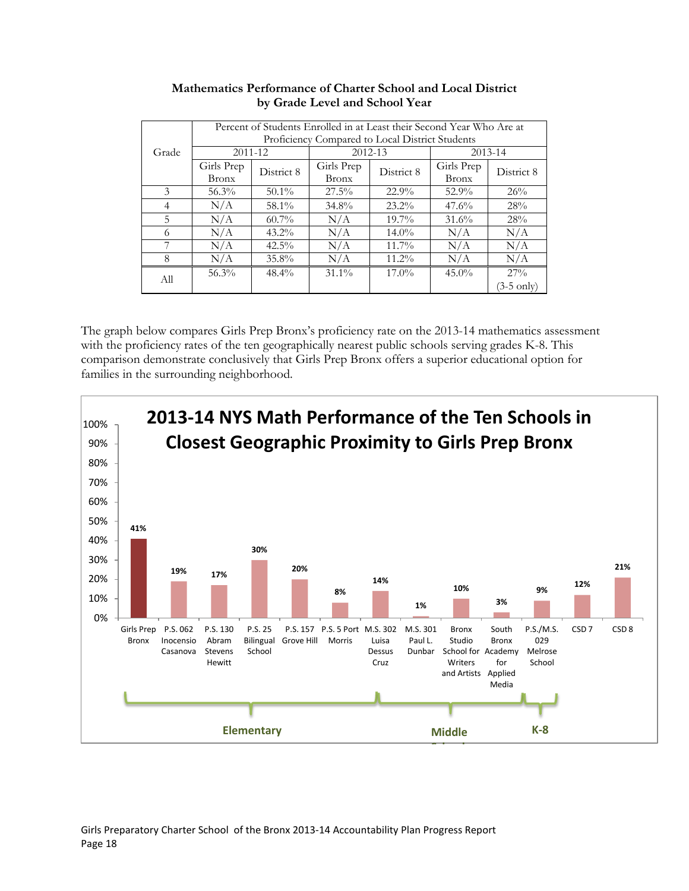**Mathematics Performance of Charter School and Local District by Grade Level and School Year**

| Grade | Percent of Students Enrolled in at Least their Second Year Who Are at Proficiency Compared to Local District Students | | | | | |
|---|---|---|---|---|---|---|
| | 2011-12 | | 2012-13 | | 2013-14 | |
| | Girls Prep Bronx | District 8 | Girls Prep Bronx | District 8 | Girls Prep Bronx | District 8 |
| 3 | 56.3% | 50.1% | 27.5% | 22.9% | 52.9% | 26% |
| 4 | N/A | 58.1% | 34.8% | 23.2% | 47.6% | 28% |
| 5 | N/A | 60.7% | N/A | 19.7% | 31.6% | 28% |
| 6 | N/A | 43.2% | N/A | 14.0% | N/A | N/A |
| 7 | N/A | 42.5% | N/A | 11.7% | N/A | N/A |
| 8 | N/A | 35.8% | N/A | 11.2% | N/A | N/A |
| All | 56.3% | 48.4% | 31.1% | 17.0% | 45.0% | 27% (3-5 only) |

The graph below compares Girls Prep Bronx's proficiency rate on the 2013-14 mathematics assessment with the proficiency rates of the ten geographically nearest public schools serving grades K-8. This comparison demonstrate conclusively that Girls Prep Bronx offers a superior educational option for families in the surrounding neighborhood.

**2013-14 NYS Math Performance of the Ten Schools in Closest Geographic Proximity to Girls Prep Bronx**

| School | Group | Proficiency |
|---|---|---|
| Girls Prep Bronx | Elementary | 41% |
| P.S. 062 Inocensio Casanova | Elementary | 19% |
| P.S. 130 Abram Stevens Hewitt | Elementary | 17% |
| P.S. 25 Bilingual School | Elementary | 30% |
| P.S. 157 Grove Hill | Elementary | 20% |
| P.S. 5 Port Morris | Elementary | 8% |
| M.S. 302 Luisa Dessus Cruz | Middle | 14% |
| M.S. 301 Paul L. Dunbar | Middle | 1% |
| Bronx Studio School for Writers and Artists | Middle | 10% |
| South Bronx Academy for Applied Media | Middle | 3% |
| P.S./M.S. 029 Melrose School | K-8 | 9% |
| CSD 7 | | 12% |
| CSD 8 | | 21% |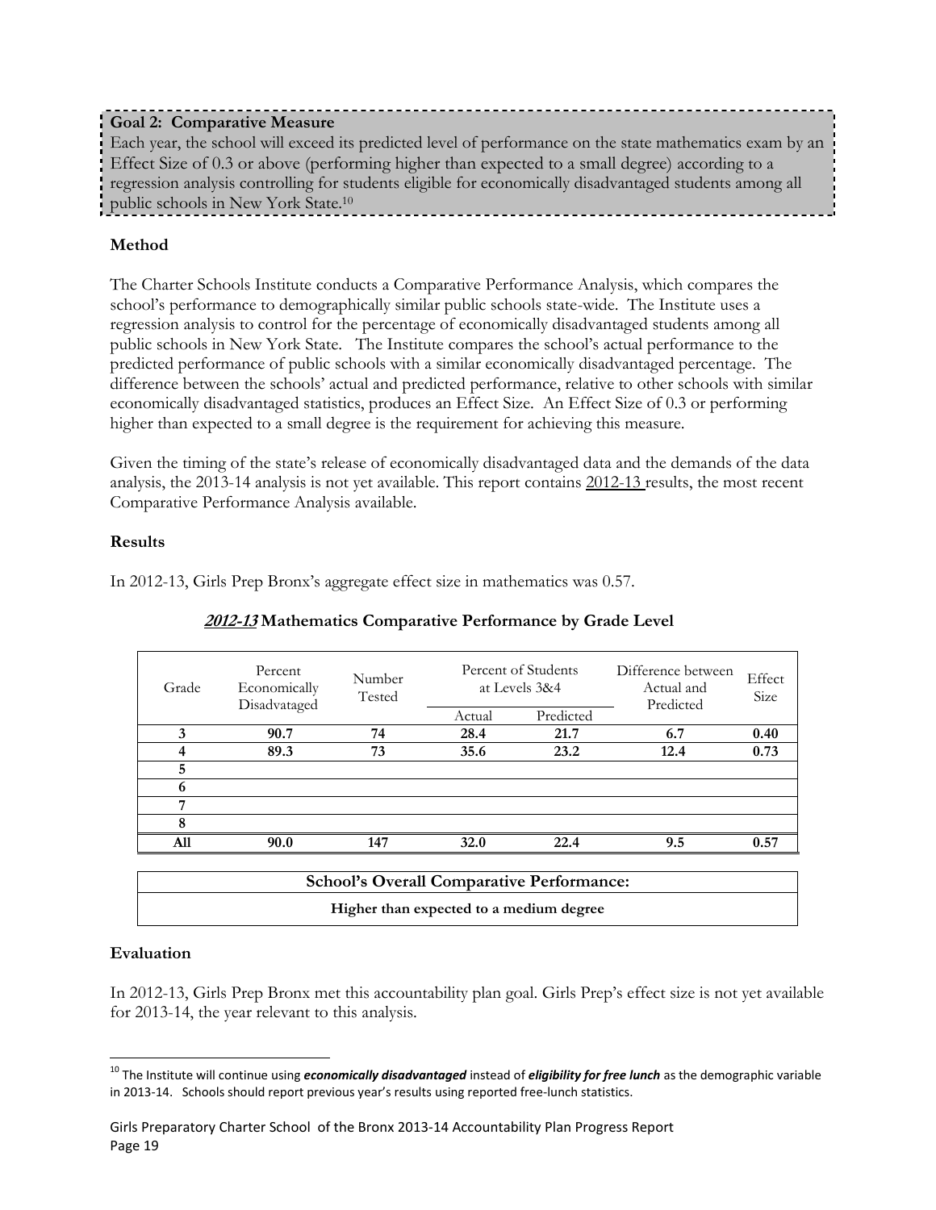**Goal 2: Comparative Measure**

Each year, the school will exceed its predicted level of performance on the state mathematics exam by an Effect Size of 0.3 or above (performing higher than expected to a small degree) according to a regression analysis controlling for students eligible for economically disadvantaged students among all public schools in New York State.[10]

**Method**

The Charter Schools Institute conducts a Comparative Performance Analysis, which compares the school's performance to demographically similar public schools state-wide. The Institute uses a regression analysis to control for the percentage of economically disadvantaged students among all public schools in New York State. The Institute compares the school's actual performance to the predicted performance of public schools with a similar economically disadvantaged percentage. The difference between the schools' actual and predicted performance, relative to other schools with similar economically disadvantaged statistics, produces an Effect Size. An Effect Size of 0.3 or performing higher than expected to a small degree is the requirement for achieving this measure.

Given the timing of the state's release of economically disadvantaged data and the demands of the data analysis, the 2013-14 analysis is not yet available. This report contains 2012-13 results, the most recent Comparative Performance Analysis available.

**Results**

In 2012-13, Girls Prep Bronx's aggregate effect size in mathematics was 0.57.

***2012-13*** **Mathematics Comparative Performance by Grade Level**

| Grade | Percent Economically Disadvantaged | Number Tested | Percent of Students at Levels 3&4 | | Difference between Actual and Predicted | Effect Size |
|---|---|---|---|---|---|---|
| | | | Actual | Predicted | | |
| **3** | **90.7** | **74** | **28.4** | **21.7** | **6.7** | **0.40** |
| **4** | **89.3** | **73** | **35.6** | **23.2** | **12.4** | **0.73** |
| **5** | | | | | | |
| **6** | | | | | | |
| **7** | | | | | | |
| **8** | | | | | | |
| **All** | **90.0** | **147** | **32.0** | **22.4** | **9.5** | **0.57** |

| **School's Overall Comparative Performance:** |
|---|
| **Higher than expected to a medium degree** |

**Evaluation**

In 2012-13, Girls Prep Bronx met this accountability plan goal. Girls Prep's effect size is not yet available for 2013-14, the year relevant to this analysis.

[10] The Institute will continue using ***economically disadvantaged*** instead of ***eligibility for free lunch*** as the demographic variable in 2013-14. Schools should report previous year's results using reported free-lunch statistics.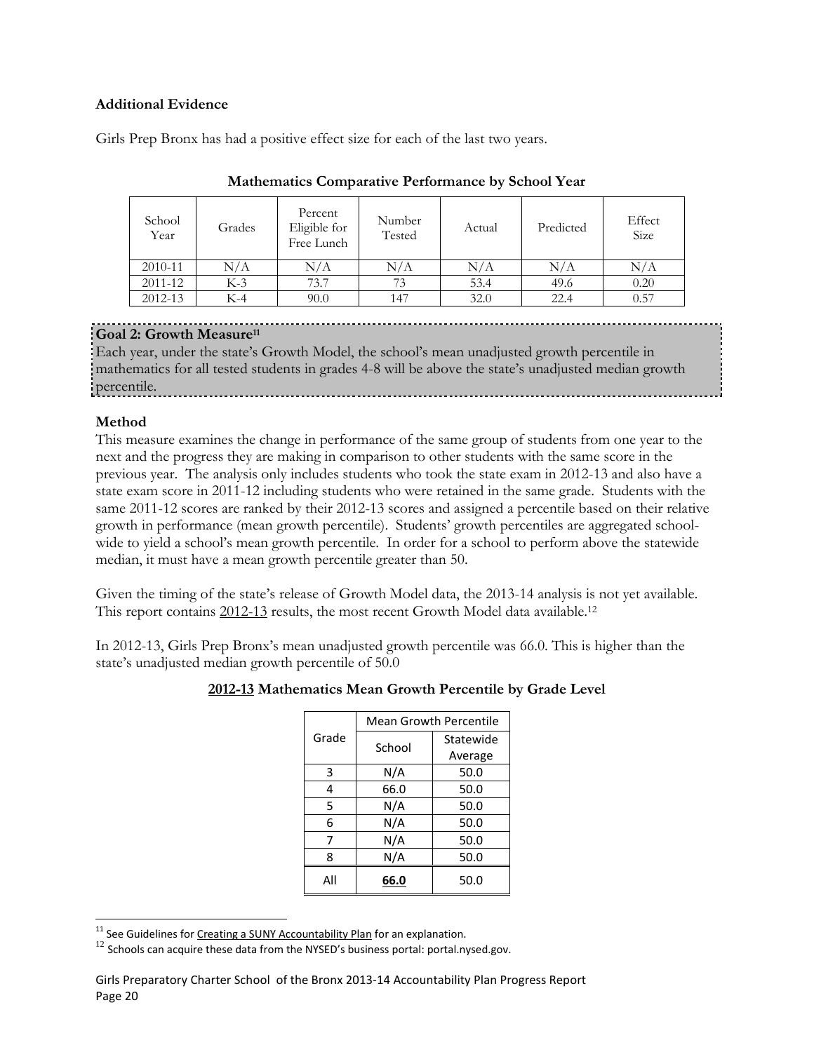### Additional Evidence

Girls Prep Bronx has had a positive effect size for each of the last two years.

**Mathematics Comparative Performance by School Year**

| School Year | Grades | Percent Eligible for Free Lunch | Number Tested | Actual | Predicted | Effect Size |
|---|---|---|---|---|---|---|
| 2010-11 | N/A | N/A | N/A | N/A | N/A | N/A |
| 2011-12 | K-3 | 73.7 | 73 | 53.4 | 49.6 | 0.20 |
| 2012-13 | K-4 | 90.0 | 147 | 32.0 | 22.4 | 0.57 |

**Goal 2: Growth Measure[11]**
Each year, under the state's Growth Model, the school's mean unadjusted growth percentile in mathematics for all tested students in grades 4-8 will be above the state's unadjusted median growth percentile.

### Method

This measure examines the change in performance of the same group of students from one year to the next and the progress they are making in comparison to other students with the same score in the previous year. The analysis only includes students who took the state exam in 2012-13 and also have a state exam score in 2011-12 including students who were retained in the same grade. Students with the same 2011-12 scores are ranked by their 2012-13 scores and assigned a percentile based on their relative growth in performance (mean growth percentile). Students' growth percentiles are aggregated school-wide to yield a school's mean growth percentile. In order for a school to perform above the statewide median, it must have a mean growth percentile greater than 50.

Given the timing of the state's release of Growth Model data, the 2013-14 analysis is not yet available. This report contains 2012-13 results, the most recent Growth Model data available.[12]

In 2012-13, Girls Prep Bronx's mean unadjusted growth percentile was 66.0. This is higher than the state's unadjusted median growth percentile of 50.0

**2012-13 Mathematics Mean Growth Percentile by Grade Level**

| Grade | Mean Growth Percentile | |
|---|---|---|
| | School | Statewide Average |
| 3 | N/A | 50.0 |
| 4 | 66.0 | 50.0 |
| 5 | N/A | 50.0 |
| 6 | N/A | 50.0 |
| 7 | N/A | 50.0 |
| 8 | N/A | 50.0 |
| All | **66.0** | 50.0 |

[11] See Guidelines for Creating a SUNY Accountability Plan for an explanation.

[12] Schools can acquire these data from the NYSED's business portal: portal.nysed.gov.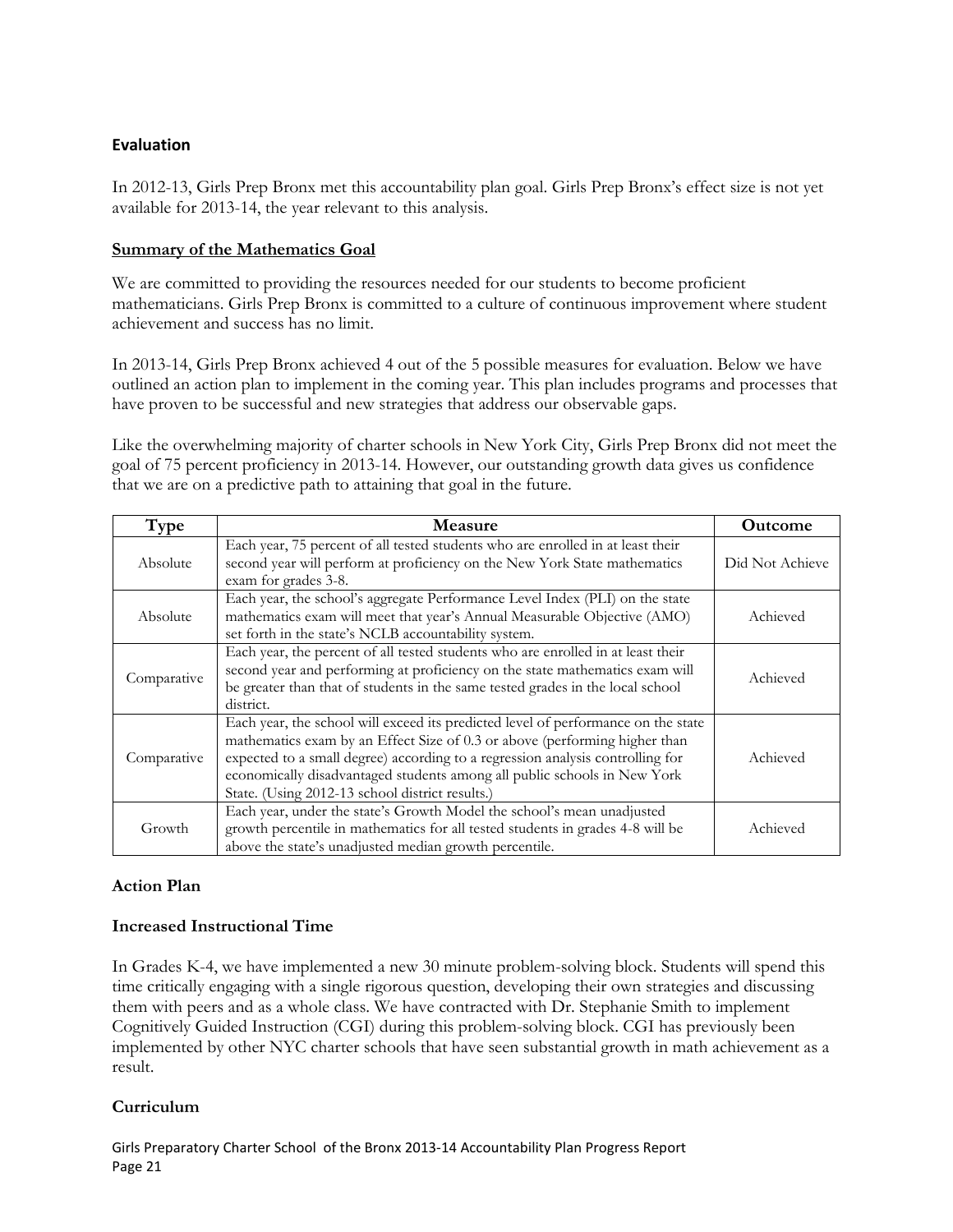### Evaluation

In 2012-13, Girls Prep Bronx met this accountability plan goal. Girls Prep Bronx's effect size is not yet available for 2013-14, the year relevant to this analysis.

**Summary of the Mathematics Goal**

We are committed to providing the resources needed for our students to become proficient mathematicians. Girls Prep Bronx is committed to a culture of continuous improvement where student achievement and success has no limit.

In 2013-14, Girls Prep Bronx achieved 4 out of the 5 possible measures for evaluation. Below we have outlined an action plan to implement in the coming year. This plan includes programs and processes that have proven to be successful and new strategies that address our observable gaps.

Like the overwhelming majority of charter schools in New York City, Girls Prep Bronx did not meet the goal of 75 percent proficiency in 2013-14. However, our outstanding growth data gives us confidence that we are on a predictive path to attaining that goal in the future.

| Type | Measure | Outcome |
|---|---|---|
| Absolute | Each year, 75 percent of all tested students who are enrolled in at least their second year will perform at proficiency on the New York State mathematics exam for grades 3-8. | Did Not Achieve |
| Absolute | Each year, the school's aggregate Performance Level Index (PLI) on the state mathematics exam will meet that year's Annual Measurable Objective (AMO) set forth in the state's NCLB accountability system. | Achieved |
| Comparative | Each year, the percent of all tested students who are enrolled in at least their second year and performing at proficiency on the state mathematics exam will be greater than that of students in the same tested grades in the local school district. | Achieved |
| Comparative | Each year, the school will exceed its predicted level of performance on the state mathematics exam by an Effect Size of 0.3 or above (performing higher than expected to a small degree) according to a regression analysis controlling for economically disadvantaged students among all public schools in New York State. (Using 2012-13 school district results.) | Achieved |
| Growth | Each year, under the state's Growth Model the school's mean unadjusted growth percentile in mathematics for all tested students in grades 4-8 will be above the state's unadjusted median growth percentile. | Achieved |

**Action Plan**

**Increased Instructional Time**

In Grades K-4, we have implemented a new 30 minute problem-solving block. Students will spend this time critically engaging with a single rigorous question, developing their own strategies and discussing them with peers and as a whole class. We have contracted with Dr. Stephanie Smith to implement Cognitively Guided Instruction (CGI) during this problem-solving block. CGI has previously been implemented by other NYC charter schools that have seen substantial growth in math achievement as a result.

**Curriculum**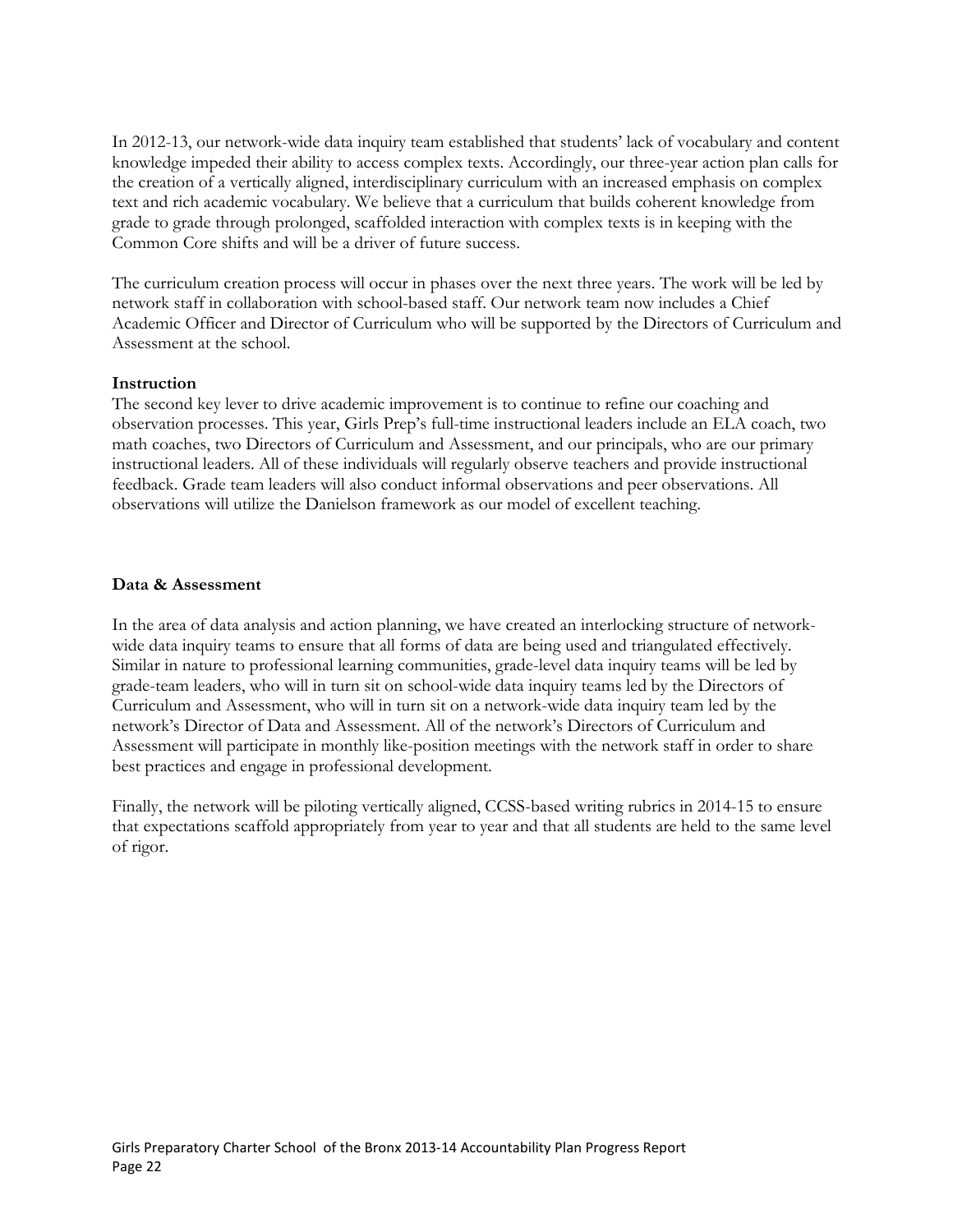In 2012-13, our network-wide data inquiry team established that students' lack of vocabulary and content knowledge impeded their ability to access complex texts. Accordingly, our three-year action plan calls for the creation of a vertically aligned, interdisciplinary curriculum with an increased emphasis on complex text and rich academic vocabulary. We believe that a curriculum that builds coherent knowledge from grade to grade through prolonged, scaffolded interaction with complex texts is in keeping with the Common Core shifts and will be a driver of future success.

The curriculum creation process will occur in phases over the next three years. The work will be led by network staff in collaboration with school-based staff. Our network team now includes a Chief Academic Officer and Director of Curriculum who will be supported by the Directors of Curriculum and Assessment at the school.

**Instruction**

The second key lever to drive academic improvement is to continue to refine our coaching and observation processes. This year, Girls Prep's full-time instructional leaders include an ELA coach, two math coaches, two Directors of Curriculum and Assessment, and our principals, who are our primary instructional leaders. All of these individuals will regularly observe teachers and provide instructional feedback. Grade team leaders will also conduct informal observations and peer observations. All observations will utilize the Danielson framework as our model of excellent teaching.

**Data & Assessment**

In the area of data analysis and action planning, we have created an interlocking structure of network-wide data inquiry teams to ensure that all forms of data are being used and triangulated effectively. Similar in nature to professional learning communities, grade-level data inquiry teams will be led by grade-team leaders, who will in turn sit on school-wide data inquiry teams led by the Directors of Curriculum and Assessment, who will in turn sit on a network-wide data inquiry team led by the network's Director of Data and Assessment. All of the network's Directors of Curriculum and Assessment will participate in monthly like-position meetings with the network staff in order to share best practices and engage in professional development.

Finally, the network will be piloting vertically aligned, CCSS-based writing rubrics in 2014-15 to ensure that expectations scaffold appropriately from year to year and that all students are held to the same level of rigor.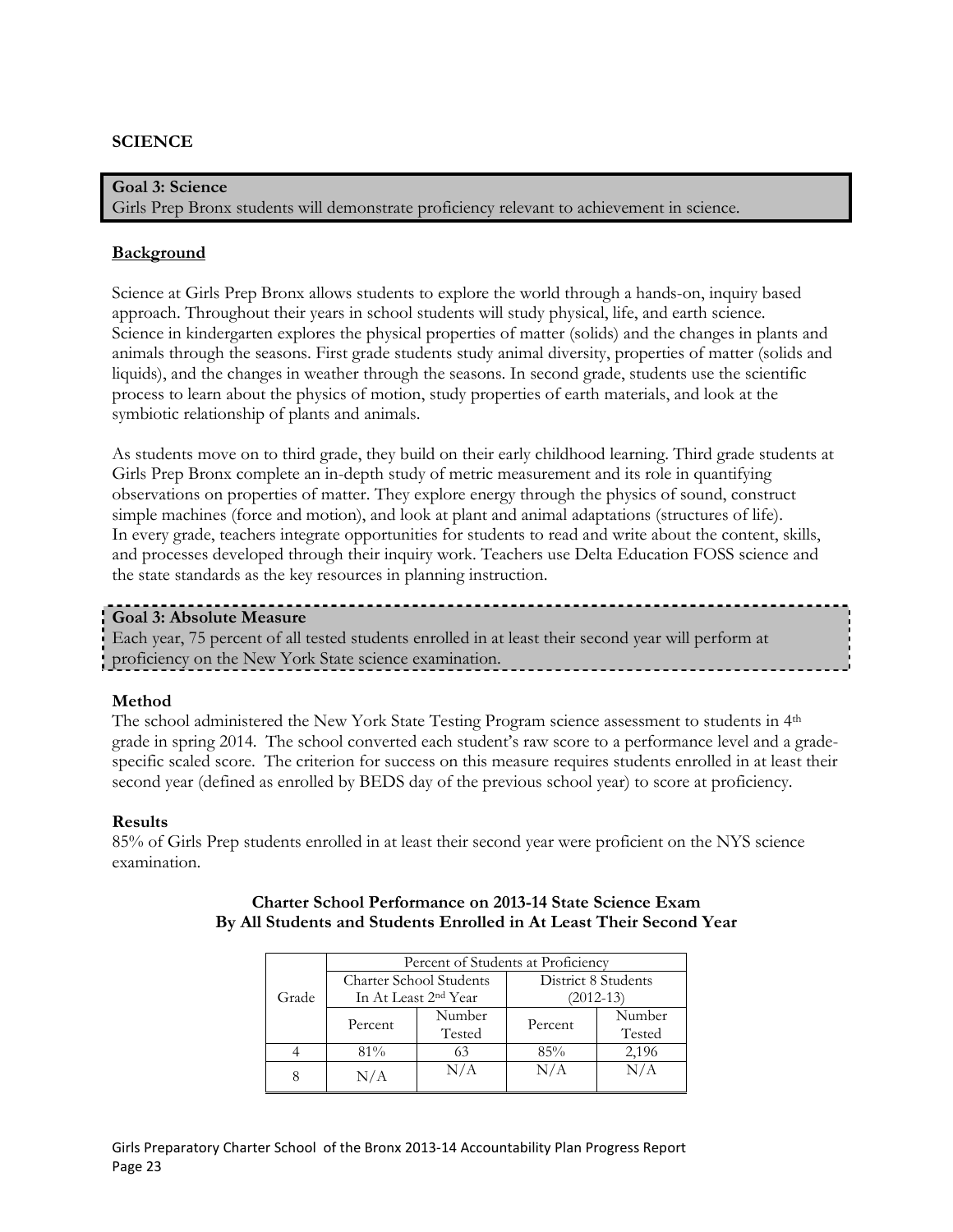## SCIENCE

**Goal 3: Science**
Girls Prep Bronx students will demonstrate proficiency relevant to achievement in science.

### Background

Science at Girls Prep Bronx allows students to explore the world through a hands-on, inquiry based approach. Throughout their years in school students will study physical, life, and earth science. Science in kindergarten explores the physical properties of matter (solids) and the changes in plants and animals through the seasons. First grade students study animal diversity, properties of matter (solids and liquids), and the changes in weather through the seasons. In second grade, students use the scientific process to learn about the physics of motion, study properties of earth materials, and look at the symbiotic relationship of plants and animals.

As students move on to third grade, they build on their early childhood learning. Third grade students at Girls Prep Bronx complete an in-depth study of metric measurement and its role in quantifying observations on properties of matter. They explore energy through the physics of sound, construct simple machines (force and motion), and look at plant and animal adaptations (structures of life). In every grade, teachers integrate opportunities for students to read and write about the content, skills, and processes developed through their inquiry work. Teachers use Delta Education FOSS science and the state standards as the key resources in planning instruction.

**Goal 3: Absolute Measure**
Each year, 75 percent of all tested students enrolled in at least their second year will perform at proficiency on the New York State science examination.

**Method**
The school administered the New York State Testing Program science assessment to students in 4th grade in spring 2014. The school converted each student's raw score to a performance level and a grade-specific scaled score. The criterion for success on this measure requires students enrolled in at least their second year (defined as enrolled by BEDS day of the previous school year) to score at proficiency.

**Results**
85% of Girls Prep students enrolled in at least their second year were proficient on the NYS science examination.

**Charter School Performance on 2013-14 State Science Exam**
**By All Students and Students Enrolled in At Least Their Second Year**

| Grade | Percent of Students at Proficiency | | | |
|---|---|---|---|---|
| | Charter School Students In At Least 2nd Year | | District 8 Students (2012-13) | |
| | Percent | Number Tested | Percent | Number Tested |
| 4 | 81% | 63 | 85% | 2,196 |
| 8 | N/A | N/A | N/A | N/A |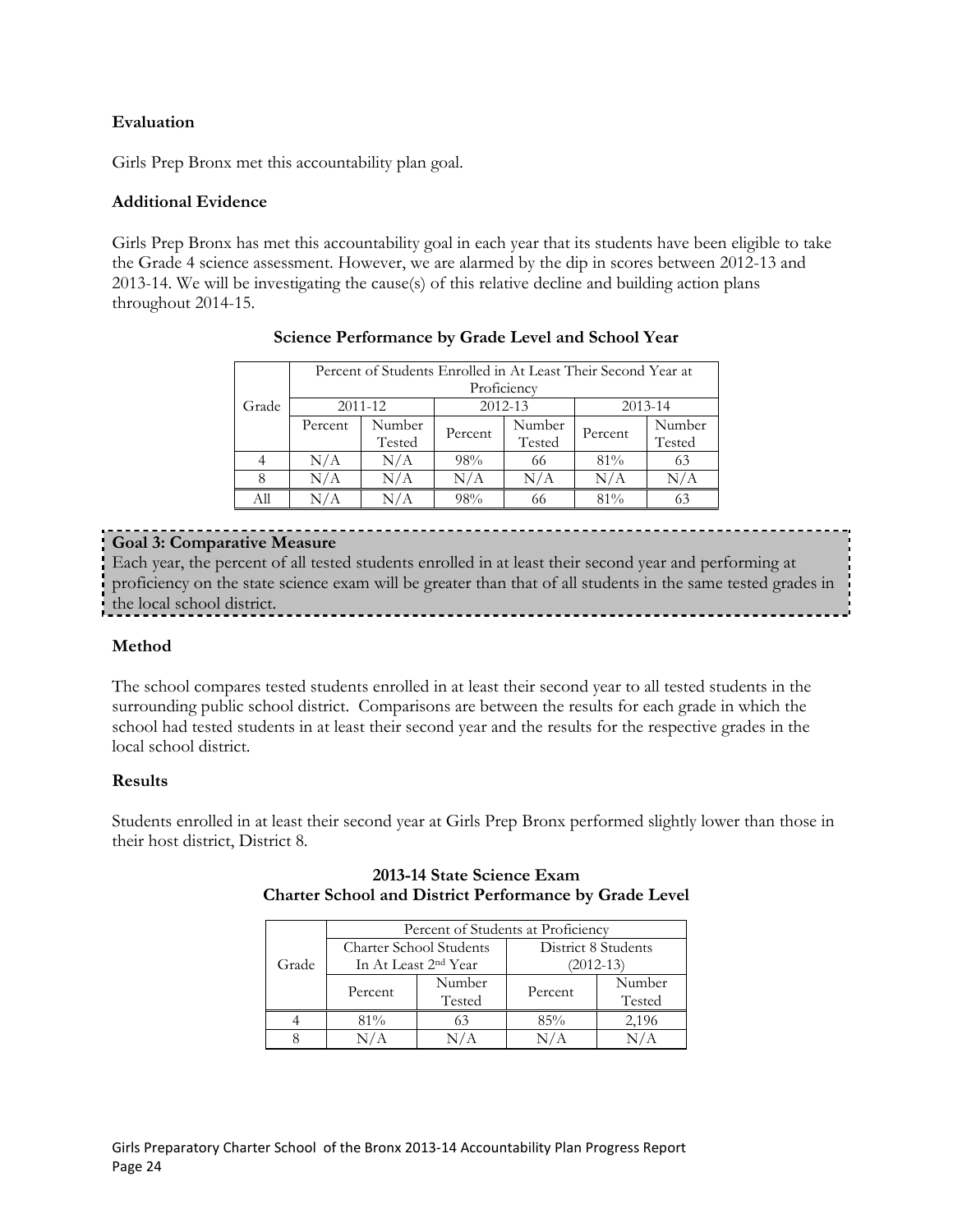### Evaluation

Girls Prep Bronx met this accountability plan goal.

### Additional Evidence

Girls Prep Bronx has met this accountability goal in each year that its students have been eligible to take the Grade 4 science assessment. However, we are alarmed by the dip in scores between 2012-13 and 2013-14. We will be investigating the cause(s) of this relative decline and building action plans throughout 2014-15.

**Science Performance by Grade Level and School Year**

| Grade | Percent of Students Enrolled in At Least Their Second Year at Proficiency | | | | | |
|---|---|---|---|---|---|---|
| | 2011-12 | | 2012-13 | | 2013-14 | |
| | Percent | Number Tested | Percent | Number Tested | Percent | Number Tested |
| 4 | N/A | N/A | 98% | 66 | 81% | 63 |
| 8 | N/A | N/A | N/A | N/A | N/A | N/A |
| All | N/A | N/A | 98% | 66 | 81% | 63 |

**Goal 3: Comparative Measure**

Each year, the percent of all tested students enrolled in at least their second year and performing at proficiency on the state science exam will be greater than that of all students in the same tested grades in the local school district.

### Method

The school compares tested students enrolled in at least their second year to all tested students in the surrounding public school district. Comparisons are between the results for each grade in which the school had tested students in at least their second year and the results for the respective grades in the local school district.

### Results

Students enrolled in at least their second year at Girls Prep Bronx performed slightly lower than those in their host district, District 8.

**2013-14 State Science Exam**
**Charter School and District Performance by Grade Level**

| Grade | Percent of Students at Proficiency | | | |
|---|---|---|---|---|
| | Charter School Students In At Least 2nd Year | | District 8 Students (2012-13) | |
| | Percent | Number Tested | Percent | Number Tested |
| 4 | 81% | 63 | 85% | 2,196 |
| 8 | N/A | N/A | N/A | N/A |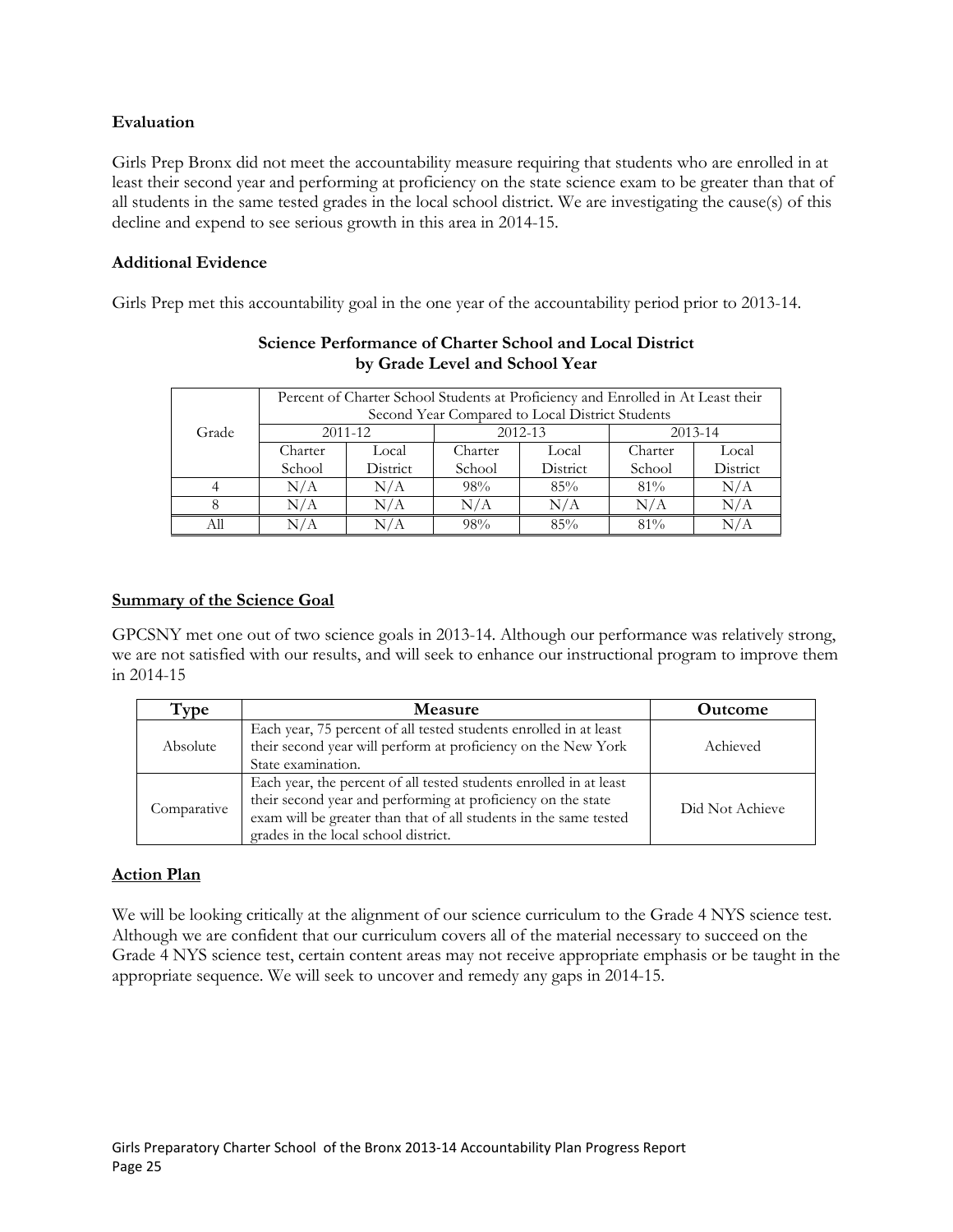**Evaluation**

Girls Prep Bronx did not meet the accountability measure requiring that students who are enrolled in at least their second year and performing at proficiency on the state science exam to be greater than that of all students in the same tested grades in the local school district. We are investigating the cause(s) of this decline and expend to see serious growth in this area in 2014-15.

**Additional Evidence**

Girls Prep met this accountability goal in the one year of the accountability period prior to 2013-14.

**Science Performance of Charter School and Local District by Grade Level and School Year**

| Grade | Percent of Charter School Students at Proficiency and Enrolled in At Least their Second Year Compared to Local District Students | | | | | |
|---|---|---|---|---|---|---|
| | 2011-12 | | 2012-13 | | 2013-14 | |
| | Charter School | Local District | Charter School | Local District | Charter School | Local District |
| 4 | N/A | N/A | 98% | 85% | 81% | N/A |
| 8 | N/A | N/A | N/A | N/A | N/A | N/A |
| All | N/A | N/A | 98% | 85% | 81% | N/A |

**Summary of the Science Goal**

GPCSNY met one out of two science goals in 2013-14. Although our performance was relatively strong, we are not satisfied with our results, and will seek to enhance our instructional program to improve them in 2014-15

| Type | Measure | Outcome |
|---|---|---|
| Absolute | Each year, 75 percent of all tested students enrolled in at least their second year will perform at proficiency on the New York State examination. | Achieved |
| Comparative | Each year, the percent of all tested students enrolled in at least their second year and performing at proficiency on the state exam will be greater than that of all students in the same tested grades in the local school district. | Did Not Achieve |

**Action Plan**

We will be looking critically at the alignment of our science curriculum to the Grade 4 NYS science test. Although we are confident that our curriculum covers all of the material necessary to succeed on the Grade 4 NYS science test, certain content areas may not receive appropriate emphasis or be taught in the appropriate sequence. We will seek to uncover and remedy any gaps in 2014-15.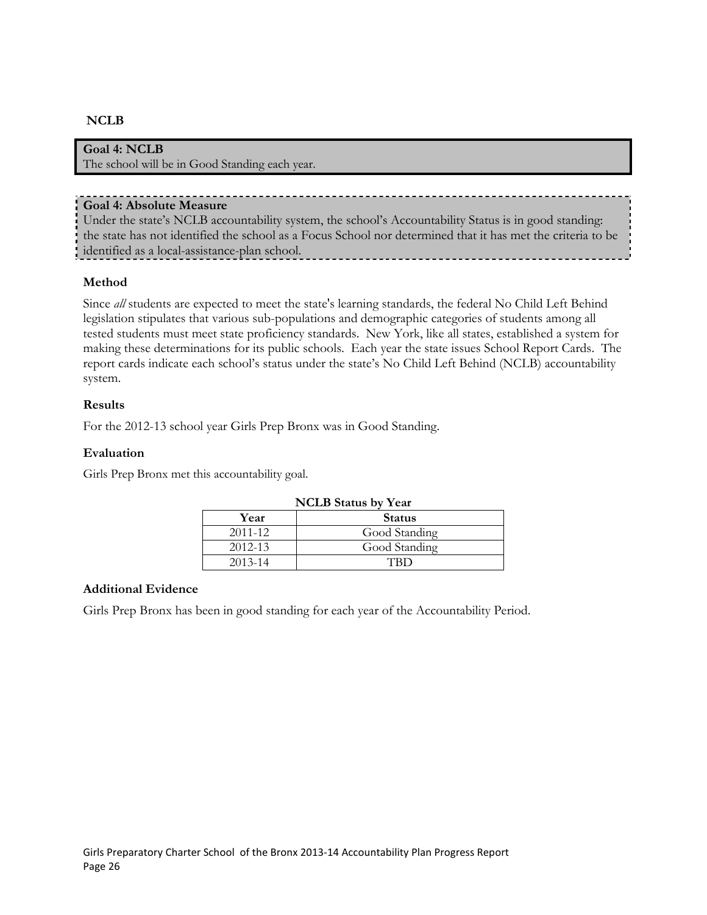## NCLB

**Goal 4: NCLB**
The school will be in Good Standing each year.

**Goal 4: Absolute Measure**
Under the state's NCLB accountability system, the school's Accountability Status is in good standing: the state has not identified the school as a Focus School nor determined that it has met the criteria to be identified as a local-assistance-plan school.

### Method

Since *all* students are expected to meet the state's learning standards, the federal No Child Left Behind legislation stipulates that various sub-populations and demographic categories of students among all tested students must meet state proficiency standards. New York, like all states, established a system for making these determinations for its public schools. Each year the state issues School Report Cards. The report cards indicate each school's status under the state's No Child Left Behind (NCLB) accountability system.

### Results

For the 2012-13 school year Girls Prep Bronx was in Good Standing.

### Evaluation

Girls Prep Bronx met this accountability goal.

**NCLB Status by Year**

| Year | Status |
|---|---|
| 2011-12 | Good Standing |
| 2012-13 | Good Standing |
| 2013-14 | TBD |

### Additional Evidence

Girls Prep Bronx has been in good standing for each year of the Accountability Period.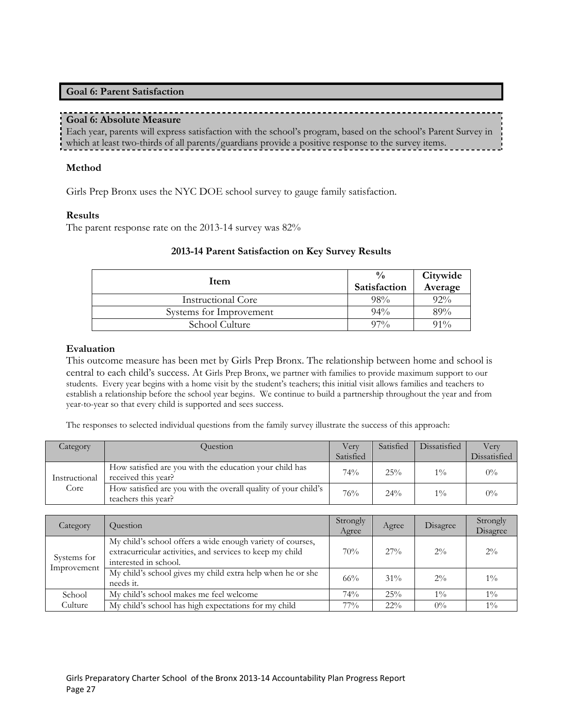## Goal 6: Parent Satisfaction

**Goal 6: Absolute Measure**
Each year, parents will express satisfaction with the school's program, based on the school's Parent Survey in which at least two-thirds of all parents/guardians provide a positive response to the survey items.

### Method

Girls Prep Bronx uses the NYC DOE school survey to gauge family satisfaction.

### Results

The parent response rate on the 2013-14 survey was 82%

**2013-14 Parent Satisfaction on Key Survey Results**

| Item | % Satisfaction | Citywide Average |
|---|---|---|
| Instructional Core | 98% | 92% |
| Systems for Improvement | 94% | 89% |
| School Culture | 97% | 91% |

### Evaluation

This outcome measure has been met by Girls Prep Bronx. The relationship between home and school is central to each child's success. At Girls Prep Bronx, we partner with families to provide maximum support to our students. Every year begins with a home visit by the student's teachers; this initial visit allows families and teachers to establish a relationship before the school year begins. We continue to build a partnership throughout the year and from year-to-year so that every child is supported and sees success.

The responses to selected individual questions from the family survey illustrate the success of this approach:

| Category | Question | Very Satisfied | Satisfied | Dissatisfied | Very Dissatisfied |
|---|---|---|---|---|---|
| Instructional Core | How satisfied are you with the education your child has received this year? | 74% | 25% | 1% | 0% |
| | How satisfied are you with the overall quality of your child's teachers this year? | 76% | 24% | 1% | 0% |

| Category | Question | Strongly Agree | Agree | Disagree | Strongly Disagree |
|---|---|---|---|---|---|
| Systems for Improvement | My child's school offers a wide enough variety of courses, extracurricular activities, and services to keep my child interested in school. | 70% | 27% | 2% | 2% |
| | My child's school gives my child extra help when he or she needs it. | 66% | 31% | 2% | 1% |
| School Culture | My child's school makes me feel welcome | 74% | 25% | 1% | 1% |
| | My child's school has high expectations for my child | 77% | 22% | 0% | 1% |